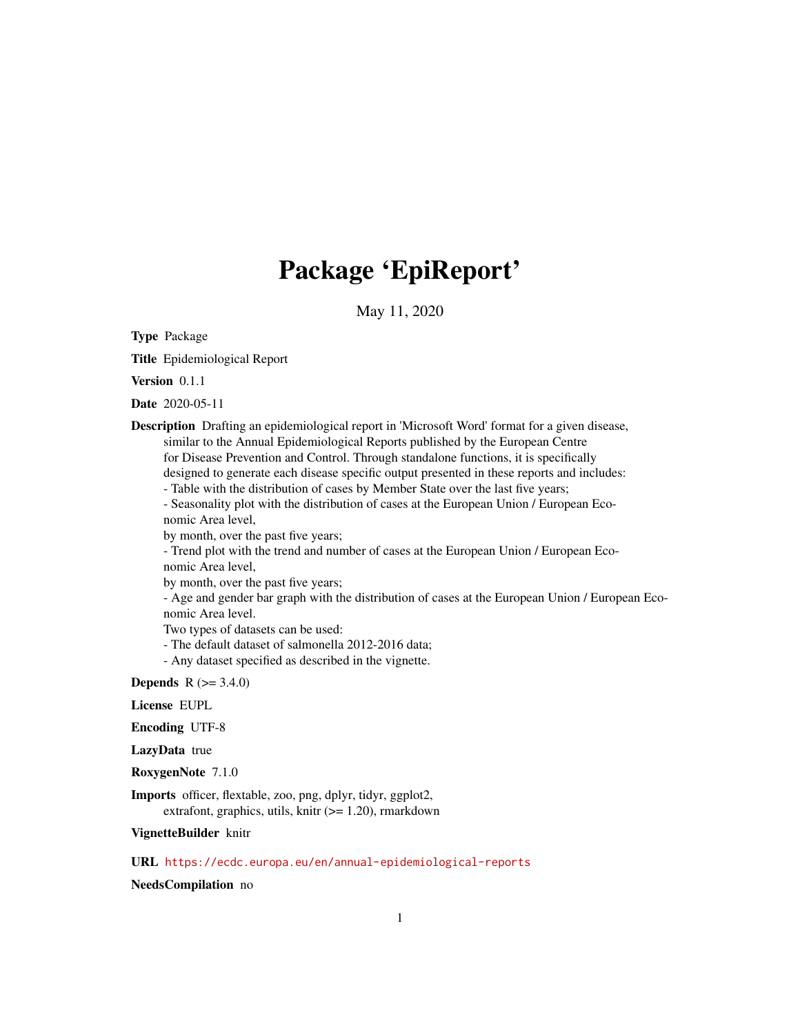# Package 'EpiReport'

May 11, 2020

**Type** Package

**Title** Epidemiological Report

**Version** 0.1.1

**Date** 2020-05-11

**Description** Drafting an epidemiological report in 'Microsoft Word' format for a given disease, similar to the Annual Epidemiological Reports published by the European Centre for Disease Prevention and Control. Through standalone functions, it is specifically designed to generate each disease specific output presented in these reports and includes:
- Table with the distribution of cases by Member State over the last five years;
- Seasonality plot with the distribution of cases at the European Union / European Economic Area level,
by month, over the past five years;
- Trend plot with the trend and number of cases at the European Union / European Economic Area level,
by month, over the past five years;
- Age and gender bar graph with the distribution of cases at the European Union / European Economic Area level.
Two types of datasets can be used:
- The default dataset of salmonella 2012-2016 data;
- Any dataset specified as described in the vignette.

**Depends** R (>= 3.4.0)

**License** EUPL

**Encoding** UTF-8

**LazyData** true

**RoxygenNote** 7.1.0

**Imports** officer, flextable, zoo, png, dplyr, tidyr, ggplot2, extrafont, graphics, utils, knitr (>= 1.20), rmarkdown

**VignetteBuilder** knitr

**URL** https://ecdc.europa.eu/en/annual-epidemiological-reports

**NeedsCompilation** no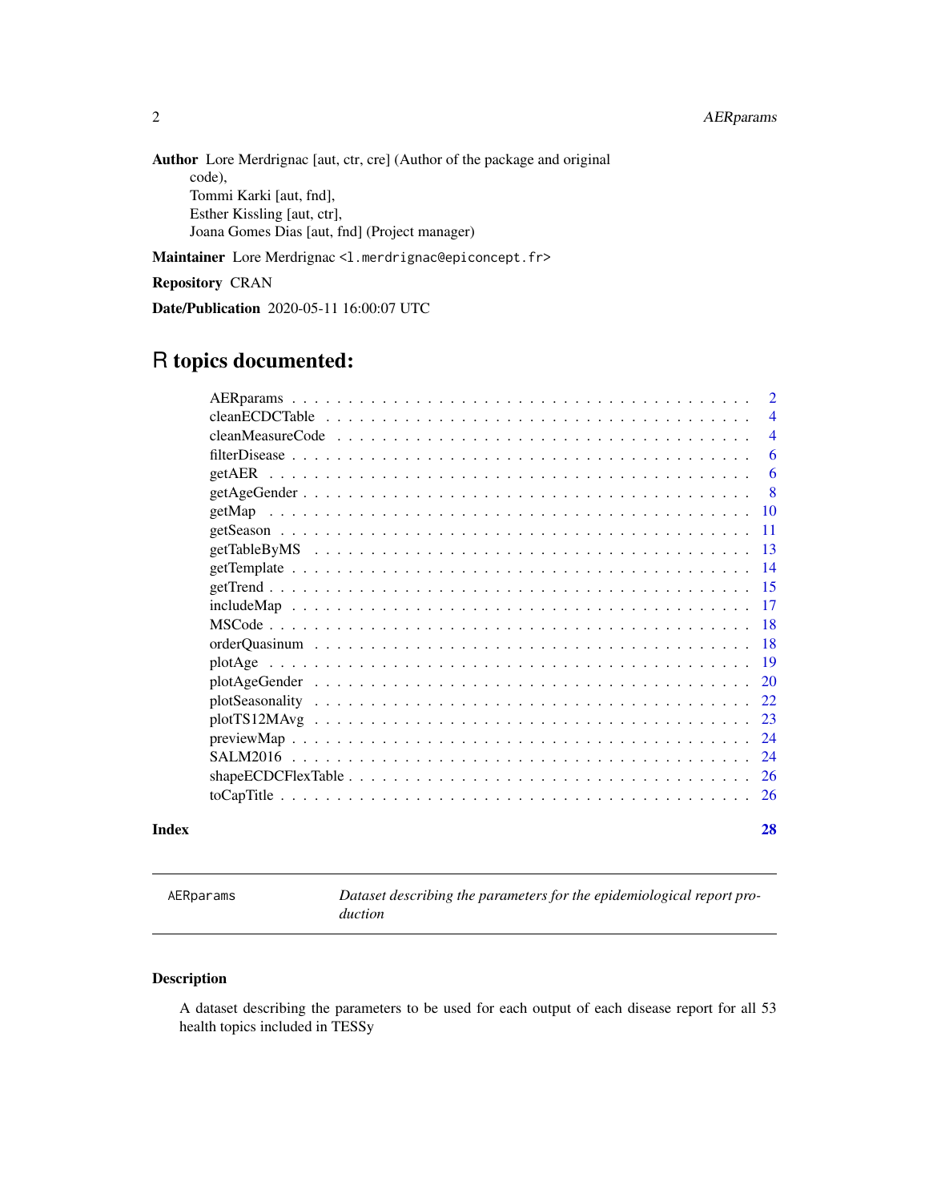**Author** Lore Merdrignac [aut, ctr, cre] (Author of the package and original code),
Tommi Karki [aut, fnd],
Esther Kissling [aut, ctr],
Joana Gomes Dias [aut, fnd] (Project manager)

**Maintainer** Lore Merdrignac <l.merdrignac@epiconcept.fr>

**Repository** CRAN

**Date/Publication** 2020-05-11 16:00:07 UTC

# R topics documented:

- AERparams . . . 2
- cleanECDCTable . . . 4
- cleanMeasureCode . . . 4
- filterDisease . . . 6
- getAER . . . 6
- getAgeGender . . . 8
- getMap . . . 10
- getSeason . . . 11
- getTableByMS . . . 13
- getTemplate . . . 14
- getTrend . . . 15
- includeMap . . . 17
- MSCode . . . 18
- orderQuasinum . . . 18
- plotAge . . . 19
- plotAgeGender . . . 20
- plotSeasonality . . . 22
- plotTS12MAvg . . . 23
- previewMap . . . 24
- SALM2016 . . . 24
- shapeECDCFlexTable . . . 26
- toCapTitle . . . 26

**Index** 28

---

`AERparams` *Dataset describing the parameters for the epidemiological report production*

## Description

A dataset describing the parameters to be used for each output of each disease report for all 53 health topics included in TESSy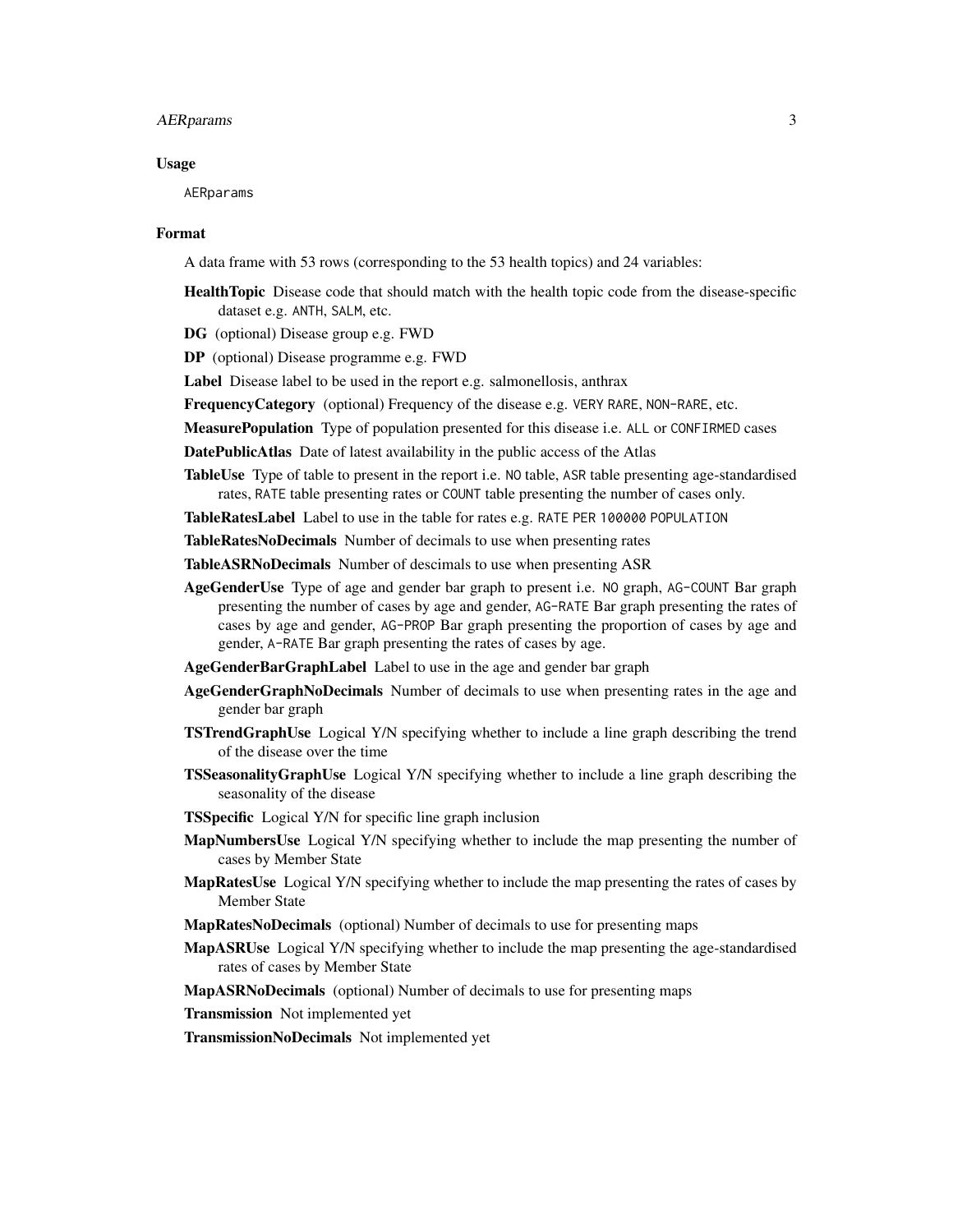### Usage

```
AERparams
```

### Format

A data frame with 53 rows (corresponding to the 53 health topics) and 24 variables:

**HealthTopic** Disease code that should match with the health topic code from the disease-specific dataset e.g. `ANTH`, `SALM`, etc.

**DG** (optional) Disease group e.g. FWD

**DP** (optional) Disease programme e.g. FWD

**Label** Disease label to be used in the report e.g. salmonellosis, anthrax

**FrequencyCategory** (optional) Frequency of the disease e.g. `VERY RARE`, `NON-RARE`, etc.

**MeasurePopulation** Type of population presented for this disease i.e. `ALL` or `CONFIRMED` cases

**DatePublicAtlas** Date of latest availability in the public access of the Atlas

**TableUse** Type of table to present in the report i.e. `NO` table, `ASR` table presenting age-standardised rates, `RATE` table presenting rates or `COUNT` table presenting the number of cases only.

**TableRatesLabel** Label to use in the table for rates e.g. `RATE PER 100000 POPULATION`

**TableRatesNoDecimals** Number of decimals to use when presenting rates

**TableASRNoDecimals** Number of descimals to use when presenting ASR

**AgeGenderUse** Type of age and gender bar graph to present i.e. `NO` graph, `AG-COUNT` Bar graph presenting the number of cases by age and gender, `AG-RATE` Bar graph presenting the rates of cases by age and gender, `AG-PROP` Bar graph presenting the proportion of cases by age and gender, `A-RATE` Bar graph presenting the rates of cases by age.

**AgeGenderBarGraphLabel** Label to use in the age and gender bar graph

**AgeGenderGraphNoDecimals** Number of decimals to use when presenting rates in the age and gender bar graph

**TSTrendGraphUse** Logical Y/N specifying whether to include a line graph describing the trend of the disease over the time

**TSSeasonalityGraphUse** Logical Y/N specifying whether to include a line graph describing the seasonality of the disease

**TSSpecific** Logical Y/N for specific line graph inclusion

**MapNumbersUse** Logical Y/N specifying whether to include the map presenting the number of cases by Member State

**MapRatesUse** Logical Y/N specifying whether to include the map presenting the rates of cases by Member State

**MapRatesNoDecimals** (optional) Number of decimals to use for presenting maps

**MapASRUse** Logical Y/N specifying whether to include the map presenting the age-standardised rates of cases by Member State

**MapASRNoDecimals** (optional) Number of decimals to use for presenting maps

**Transmission** Not implemented yet

**TransmissionNoDecimals** Not implemented yet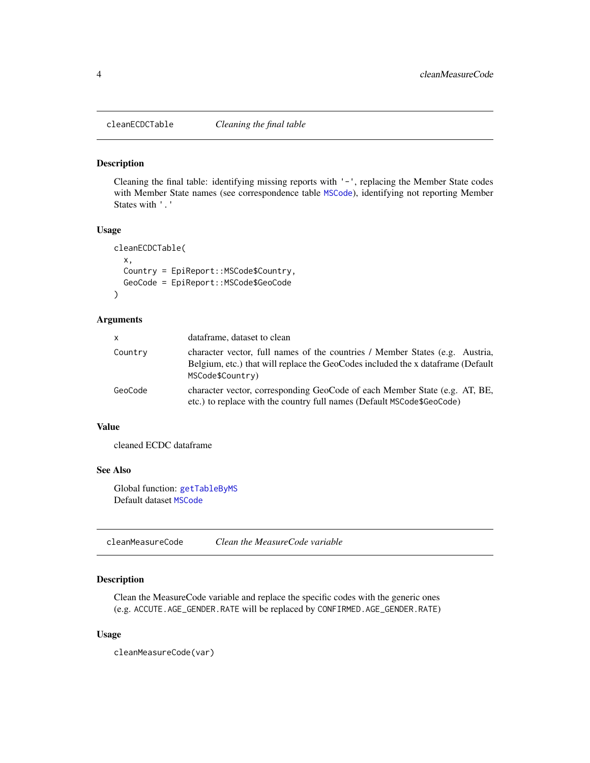## cleanECDCTable *Cleaning the final table*

### Description

Cleaning the final table: identifying missing reports with `'-'`, replacing the Member State codes with Member State names (see correspondence table `MSCode`), identifying not reporting Member States with `'.'`

### Usage

```
cleanECDCTable(
  x,
  Country = EpiReport::MSCode$Country,
  GeoCode = EpiReport::MSCode$GeoCode
)
```

### Arguments

| | |
|---|---|
| `x` | dataframe, dataset to clean |
| `Country` | character vector, full names of the countries / Member States (e.g. Austria, Belgium, etc.) that will replace the GeoCodes included the x dataframe (Default `MSCode$Country`) |
| `GeoCode` | character vector, corresponding GeoCode of each Member State (e.g. AT, BE, etc.) to replace with the country full names (Default `MSCode$GeoCode`) |

### Value

cleaned ECDC dataframe

### See Also

Global function: `getTableByMS`
Default dataset `MSCode`

## cleanMeasureCode *Clean the MeasureCode variable*

### Description

Clean the MeasureCode variable and replace the specific codes with the generic ones (e.g. `ACCUTE.AGE_GENDER.RATE` will be replaced by `CONFIRMED.AGE_GENDER.RATE`)

### Usage

```
cleanMeasureCode(var)
```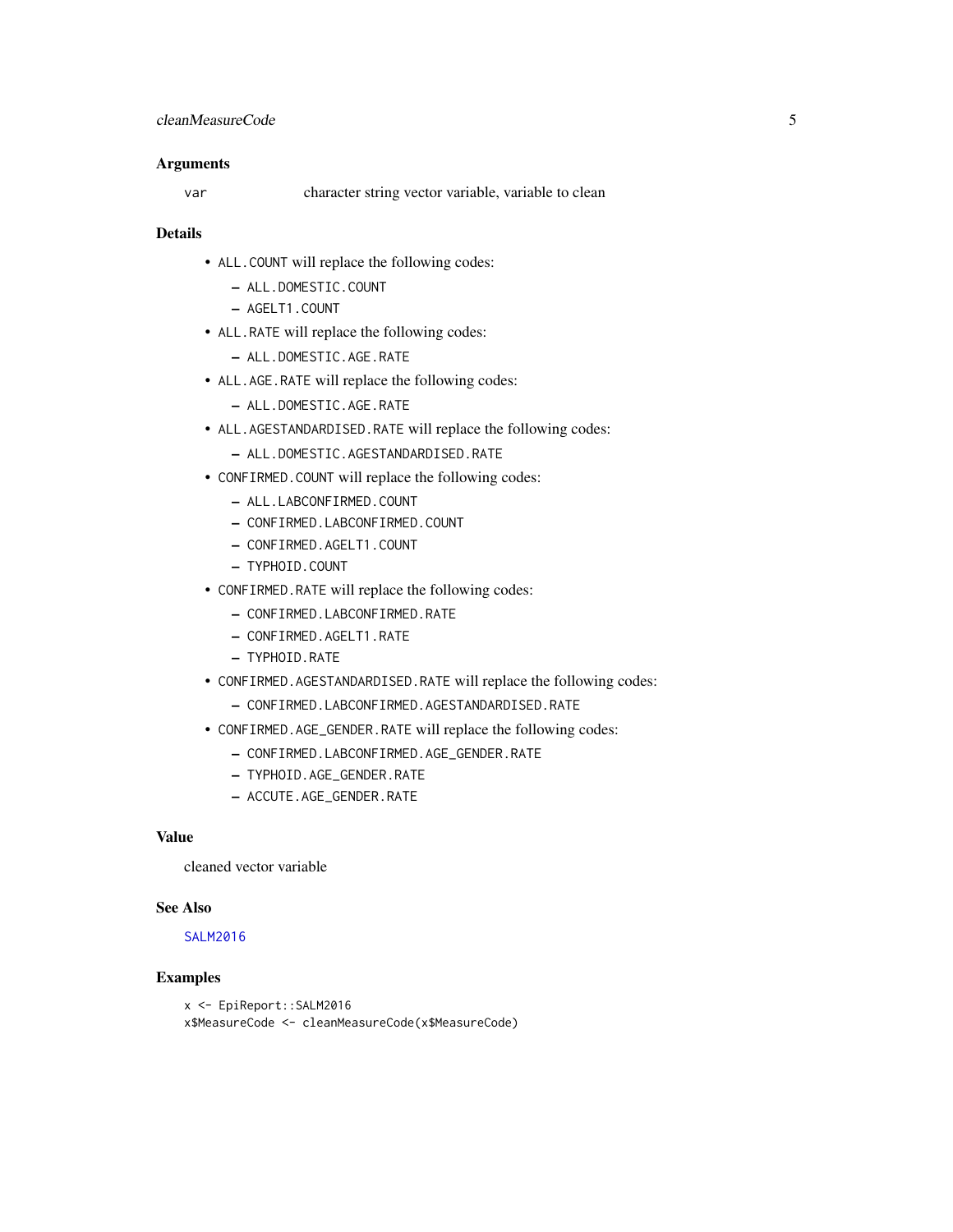### Arguments

`var` character string vector variable, variable to clean

### Details

- `ALL.COUNT` will replace the following codes:
  - `ALL.DOMESTIC.COUNT`
  - `AGELT1.COUNT`
- `ALL.RATE` will replace the following codes:
  - `ALL.DOMESTIC.AGE.RATE`
- `ALL.AGE.RATE` will replace the following codes:
  - `ALL.DOMESTIC.AGE.RATE`
- `ALL.AGESTANDARDISED.RATE` will replace the following codes:
  - `ALL.DOMESTIC.AGESTANDARDISED.RATE`
- `CONFIRMED.COUNT` will replace the following codes:
  - `ALL.LABCONFIRMED.COUNT`
  - `CONFIRMED.LABCONFIRMED.COUNT`
  - `CONFIRMED.AGELT1.COUNT`
  - `TYPHOID.COUNT`
- `CONFIRMED.RATE` will replace the following codes:
  - `CONFIRMED.LABCONFIRMED.RATE`
  - `CONFIRMED.AGELT1.RATE`
  - `TYPHOID.RATE`
- `CONFIRMED.AGESTANDARDISED.RATE` will replace the following codes:
  - `CONFIRMED.LABCONFIRMED.AGESTANDARDISED.RATE`
- `CONFIRMED.AGE_GENDER.RATE` will replace the following codes:
  - `CONFIRMED.LABCONFIRMED.AGE_GENDER.RATE`
  - `TYPHOID.AGE_GENDER.RATE`
  - `ACCUTE.AGE_GENDER.RATE`

### Value

cleaned vector variable

### See Also

SALM2016

### Examples

```
x <- EpiReport::SALM2016
x$MeasureCode <- cleanMeasureCode(x$MeasureCode)
```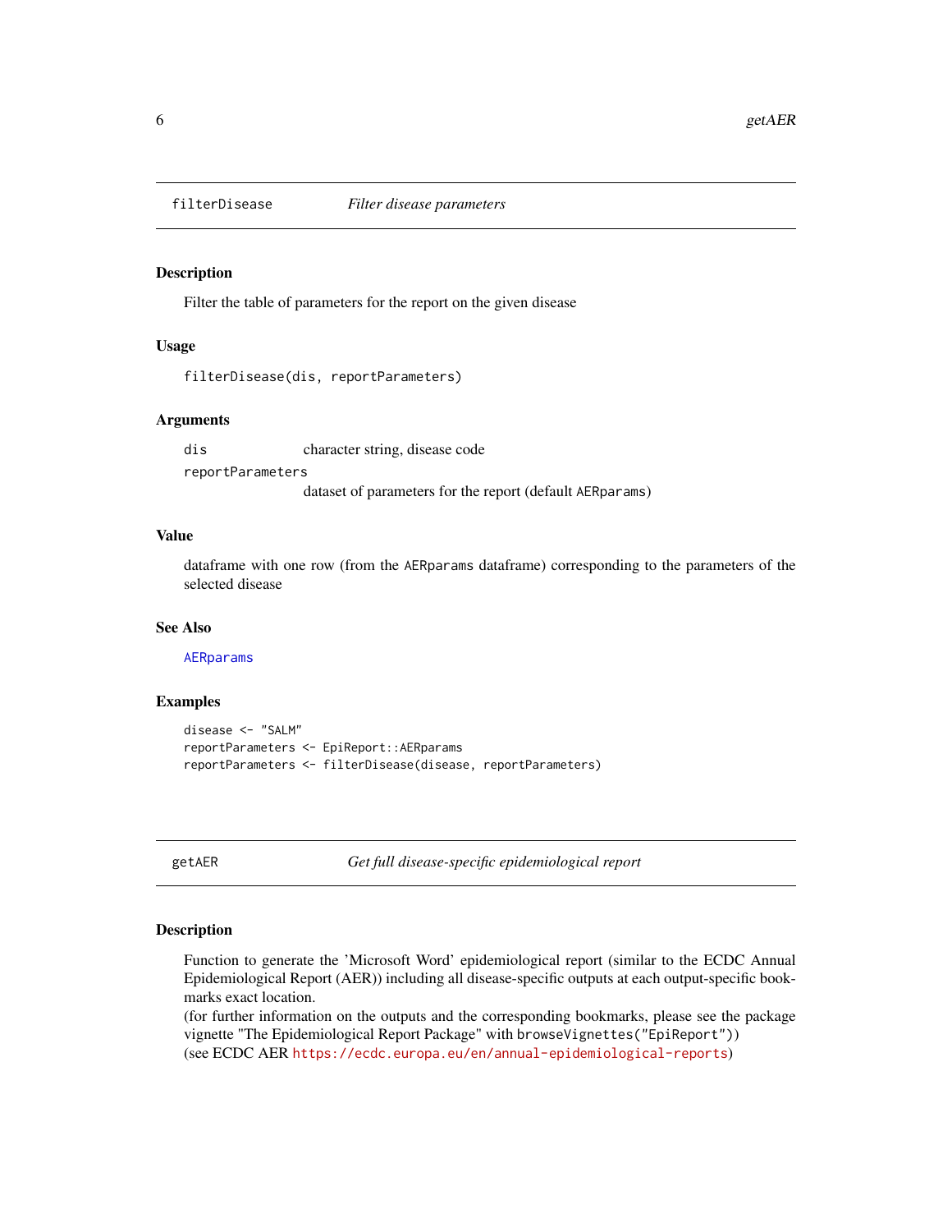## filterDisease — *Filter disease parameters*

### Description

Filter the table of parameters for the report on the given disease

### Usage

```
filterDisease(dis, reportParameters)
```

### Arguments

| | |
|---|---|
| dis | character string, disease code |
| reportParameters | dataset of parameters for the report (default `AERparams`) |

### Value

dataframe with one row (from the `AERparams` dataframe) corresponding to the parameters of the selected disease

### See Also

`AERparams`

### Examples

```
disease <- "SALM"
reportParameters <- EpiReport::AERparams
reportParameters <- filterDisease(disease, reportParameters)
```

## getAER — *Get full disease-specific epidemiological report*

### Description

Function to generate the 'Microsoft Word' epidemiological report (similar to the ECDC Annual Epidemiological Report (AER)) including all disease-specific outputs at each output-specific bookmarks exact location.
(for further information on the outputs and the corresponding bookmarks, please see the package vignette "The Epidemiological Report Package" with `browseVignettes("EpiReport")`)
(see ECDC AER https://ecdc.europa.eu/en/annual-epidemiological-reports)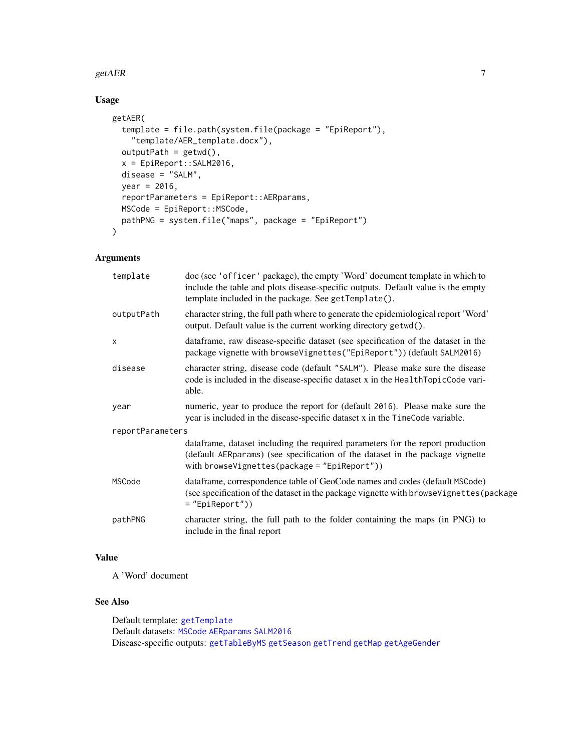## Usage

```
getAER(
  template = file.path(system.file(package = "EpiReport"),
    "template/AER_template.docx"),
  outputPath = getwd(),
  x = EpiReport::SALM2016,
  disease = "SALM",
  year = 2016,
  reportParameters = EpiReport::AERparams,
  MSCode = EpiReport::MSCode,
  pathPNG = system.file("maps", package = "EpiReport")
)
```

## Arguments

| | |
|---|---|
| `template` | doc (see 'officer' package), the empty 'Word' document template in which to include the table and plots disease-specific outputs. Default value is the empty template included in the package. See `getTemplate()`. |
| `outputPath` | character string, the full path where to generate the epidemiological report 'Word' output. Default value is the current working directory `getwd()`. |
| `x` | dataframe, raw disease-specific dataset (see specification of the dataset in the package vignette with `browseVignettes("EpiReport")`) (default `SALM2016`) |
| `disease` | character string, disease code (default "SALM"). Please make sure the disease code is included in the disease-specific dataset x in the `HealthTopicCode` variable. |
| `year` | numeric, year to produce the report for (default 2016). Please make sure the year is included in the disease-specific dataset x in the `TimeCode` variable. |
| `reportParameters` | dataframe, dataset including the required parameters for the report production (default `AERparams`) (see specification of the dataset in the package vignette with `browseVignettes(package = "EpiReport")`) |
| `MSCode` | dataframe, correspondence table of GeoCode names and codes (default `MSCode`) (see specification of the dataset in the package vignette with `browseVignettes(package = "EpiReport")`) |
| `pathPNG` | character string, the full path to the folder containing the maps (in PNG) to include in the final report |

## Value

A 'Word' document

## See Also

Default template: `getTemplate`
Default datasets: `MSCode` `AERparams` `SALM2016`
Disease-specific outputs: `getTableByMS` `getSeason` `getTrend` `getMap` `getAgeGender`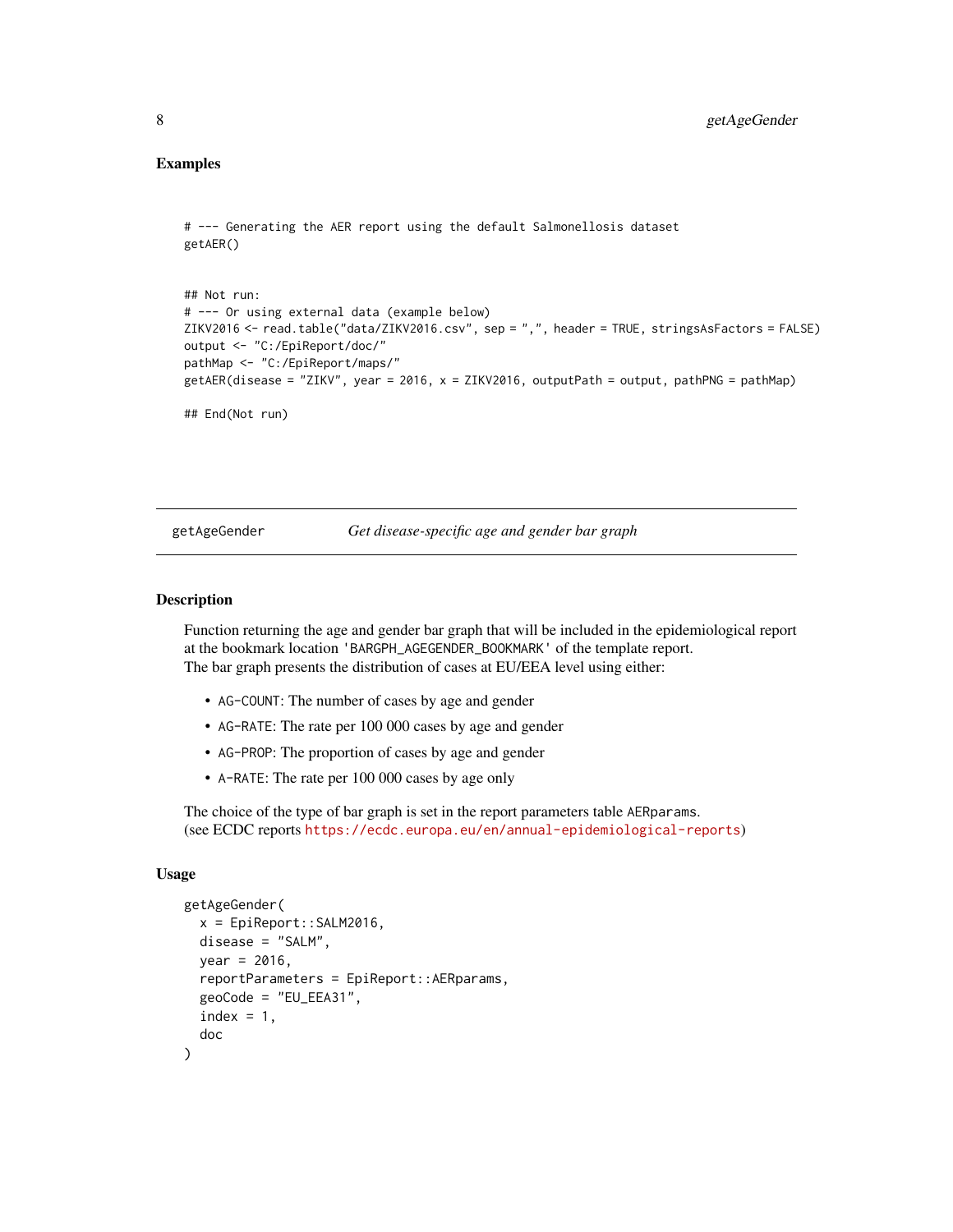## Examples

```
# --- Generating the AER report using the default Salmonellosis dataset
getAER()


## Not run:
# --- Or using external data (example below)
ZIKV2016 <- read.table("data/ZIKV2016.csv", sep = ",", header = TRUE, stringsAsFactors = FALSE)
output <- "C:/EpiReport/doc/"
pathMap <- "C:/EpiReport/maps/"
getAER(disease = "ZIKV", year = 2016, x = ZIKV2016, outputPath = output, pathPNG = pathMap)

## End(Not run)
```

---

# getAgeGender — *Get disease-specific age and gender bar graph*

## Description

Function returning the age and gender bar graph that will be included in the epidemiological report at the bookmark location `'BARGPH_AGEGENDER_BOOKMARK'` of the template report.
The bar graph presents the distribution of cases at EU/EEA level using either:

- `AG-COUNT`: The number of cases by age and gender
- `AG-RATE`: The rate per 100 000 cases by age and gender
- `AG-PROP`: The proportion of cases by age and gender
- `A-RATE`: The rate per 100 000 cases by age only

The choice of the type of bar graph is set in the report parameters table `AERparams`.
(see ECDC reports https://ecdc.europa.eu/en/annual-epidemiological-reports)

## Usage

```
getAgeGender(
  x = EpiReport::SALM2016,
  disease = "SALM",
  year = 2016,
  reportParameters = EpiReport::AERparams,
  geoCode = "EU_EEA31",
  index = 1,
  doc
)
```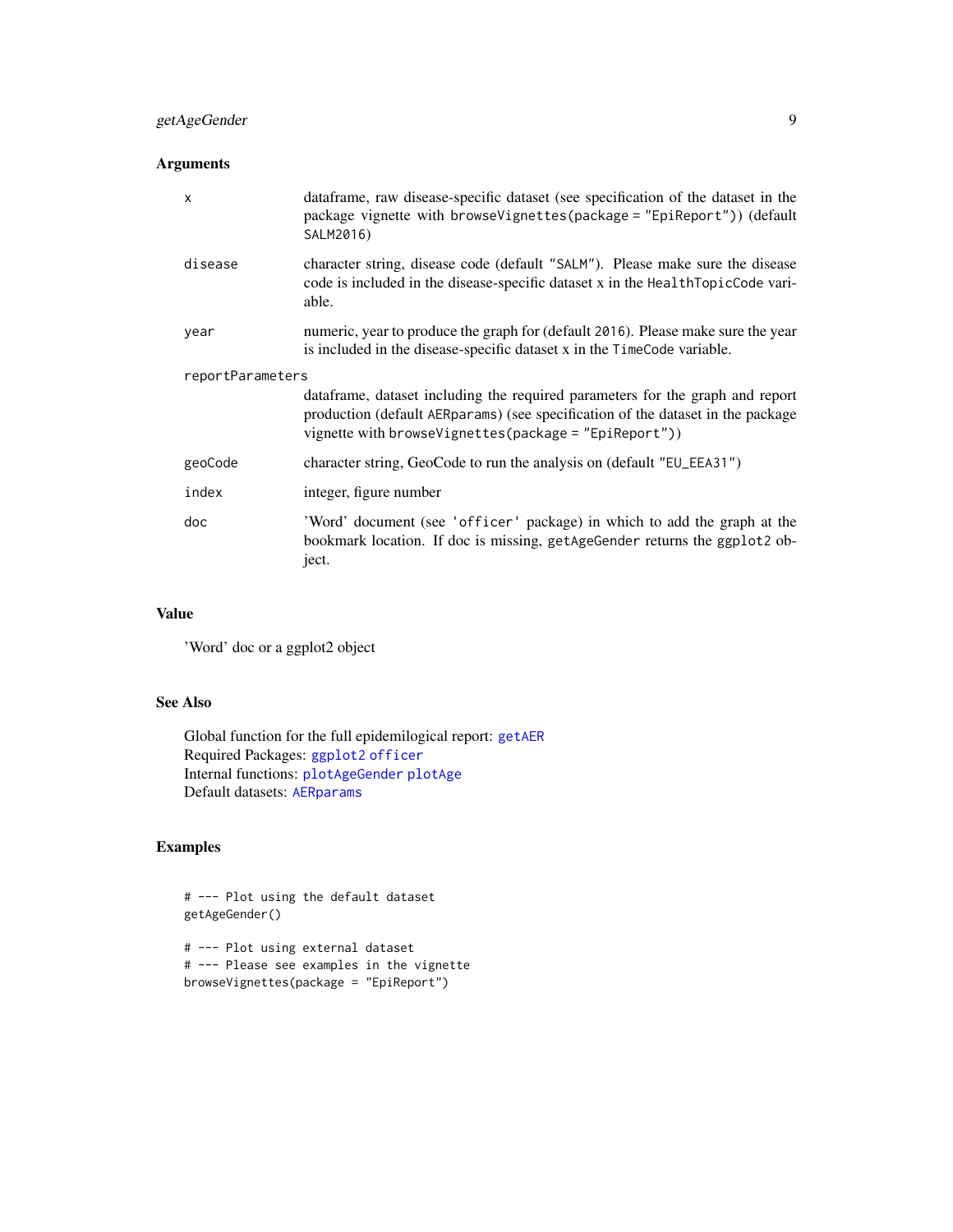## Arguments

| | |
|---|---|
| `x` | dataframe, raw disease-specific dataset (see specification of the dataset in the package vignette with `browseVignettes(package = "EpiReport")`) (default `SALM2016`) |
| `disease` | character string, disease code (default `"SALM"`). Please make sure the disease code is included in the disease-specific dataset x in the `HealthTopicCode` variable. |
| `year` | numeric, year to produce the graph for (default `2016`). Please make sure the year is included in the disease-specific dataset x in the `TimeCode` variable. |
| `reportParameters` | dataframe, dataset including the required parameters for the graph and report production (default `AERparams`) (see specification of the dataset in the package vignette with `browseVignettes(package = "EpiReport")`) |
| `geoCode` | character string, GeoCode to run the analysis on (default `"EU_EEA31"`) |
| `index` | integer, figure number |
| `doc` | 'Word' document (see `'officer'` package) in which to add the graph at the bookmark location. If doc is missing, `getAgeGender` returns the `ggplot2` object. |

## Value

'Word' doc or a ggplot2 object

## See Also

Global function for the full epidemilogical report: `getAER`
Required Packages: `ggplot2` `officer`
Internal functions: `plotAgeGender` `plotAge`
Default datasets: `AERparams`

## Examples

```
# --- Plot using the default dataset
getAgeGender()

# --- Plot using external dataset
# --- Please see examples in the vignette
browseVignettes(package = "EpiReport")
```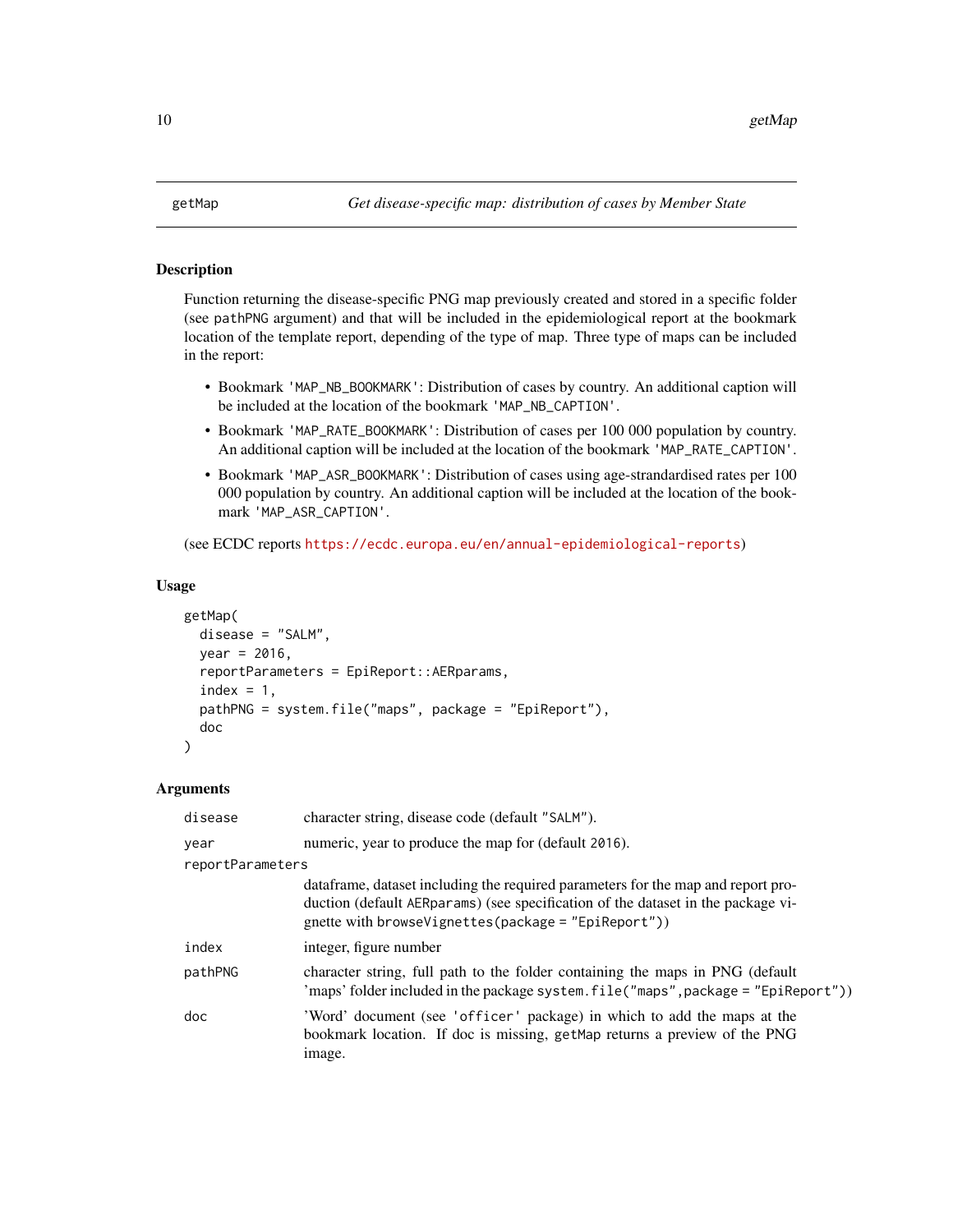## getMap — *Get disease-specific map: distribution of cases by Member State*

### Description

Function returning the disease-specific PNG map previously created and stored in a specific folder (see `pathPNG` argument) and that will be included in the epidemiological report at the bookmark location of the template report, depending of the type of map. Three type of maps can be included in the report:

- Bookmark `'MAP_NB_BOOKMARK'`: Distribution of cases by country. An additional caption will be included at the location of the bookmark `'MAP_NB_CAPTION'`.
- Bookmark `'MAP_RATE_BOOKMARK'`: Distribution of cases per 100 000 population by country. An additional caption will be included at the location of the bookmark `'MAP_RATE_CAPTION'`.
- Bookmark `'MAP_ASR_BOOKMARK'`: Distribution of cases using age-strandardised rates per 100 000 population by country. An additional caption will be included at the location of the bookmark `'MAP_ASR_CAPTION'`.

(see ECDC reports https://ecdc.europa.eu/en/annual-epidemiological-reports)

### Usage

```
getMap(
  disease = "SALM",
  year = 2016,
  reportParameters = EpiReport::AERparams,
  index = 1,
  pathPNG = system.file("maps", package = "EpiReport"),
  doc
)
```

### Arguments

| Argument | Description |
|---|---|
| `disease` | character string, disease code (default `"SALM"`). |
| `year` | numeric, year to produce the map for (default `2016`). |
| `reportParameters` | dataframe, dataset including the required parameters for the map and report production (default `AERparams`) (see specification of the dataset in the package vignette with `browseVignettes(package = "EpiReport")`) |
| `index` | integer, figure number |
| `pathPNG` | character string, full path to the folder containing the maps in PNG (default 'maps' folder included in the package `system.file("maps",package = "EpiReport")`) |
| `doc` | 'Word' document (see `'officer'` package) in which to add the maps at the bookmark location. If doc is missing, `getMap` returns a preview of the PNG image. |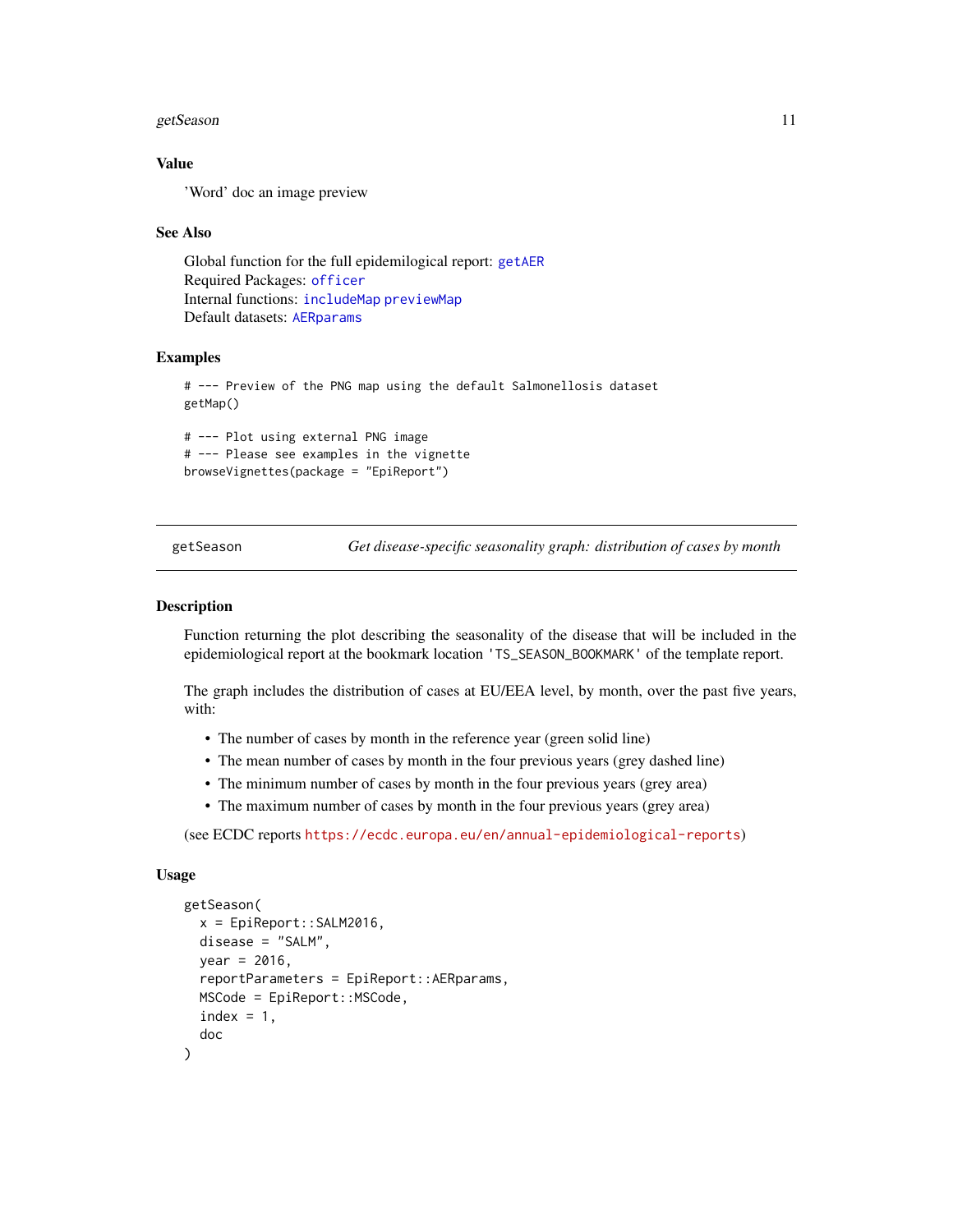### Value

'Word' doc an image preview

### See Also

Global function for the full epidemilogical report: getAER
Required Packages: officer
Internal functions: includeMap previewMap
Default datasets: AERparams

### Examples

```
# --- Preview of the PNG map using the default Salmonellosis dataset
getMap()

# --- Plot using external PNG image
# --- Please see examples in the vignette
browseVignettes(package = "EpiReport")
```

---

## getSeason — *Get disease-specific seasonality graph: distribution of cases by month*

### Description

Function returning the plot describing the seasonality of the disease that will be included in the epidemiological report at the bookmark location 'TS_SEASON_BOOKMARK' of the template report.

The graph includes the distribution of cases at EU/EEA level, by month, over the past five years, with:

- The number of cases by month in the reference year (green solid line)
- The mean number of cases by month in the four previous years (grey dashed line)
- The minimum number of cases by month in the four previous years (grey area)
- The maximum number of cases by month in the four previous years (grey area)

(see ECDC reports https://ecdc.europa.eu/en/annual-epidemiological-reports)

### Usage

```
getSeason(
  x = EpiReport::SALM2016,
  disease = "SALM",
  year = 2016,
  reportParameters = EpiReport::AERparams,
  MSCode = EpiReport::MSCode,
  index = 1,
  doc
)
```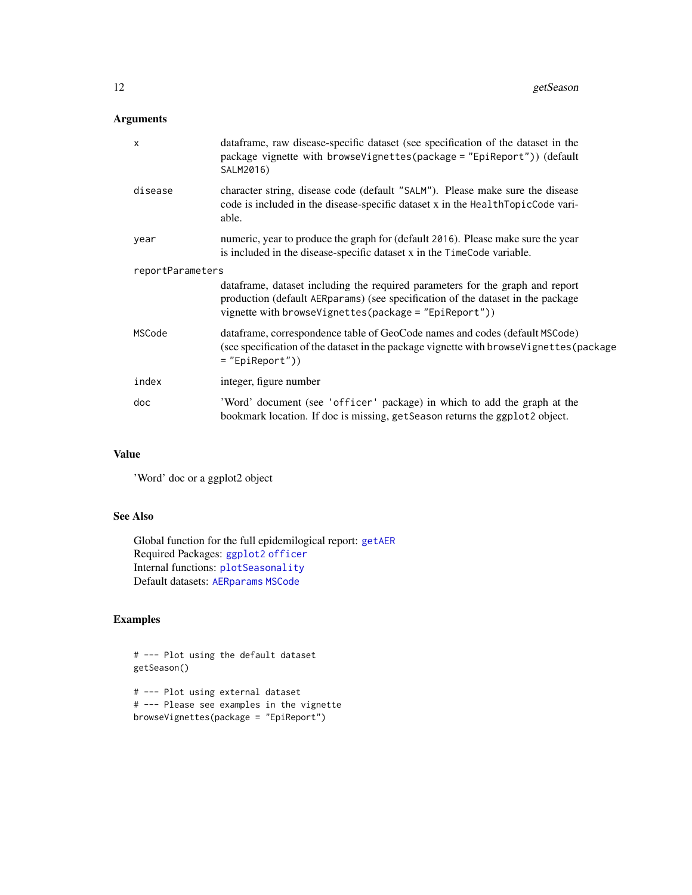## Arguments

| | |
|---|---|
| `x` | dataframe, raw disease-specific dataset (see specification of the dataset in the package vignette with `browseVignettes(package = "EpiReport")`) (default `SALM2016`) |
| `disease` | character string, disease code (default `"SALM"`). Please make sure the disease code is included in the disease-specific dataset x in the `HealthTopicCode` variable. |
| `year` | numeric, year to produce the graph for (default `2016`). Please make sure the year is included in the disease-specific dataset x in the `TimeCode` variable. |
| `reportParameters` | dataframe, dataset including the required parameters for the graph and report production (default `AERparams`) (see specification of the dataset in the package vignette with `browseVignettes(package = "EpiReport")`) |
| `MSCode` | dataframe, correspondence table of GeoCode names and codes (default `MSCode`) (see specification of the dataset in the package vignette with `browseVignettes(package = "EpiReport")`) |
| `index` | integer, figure number |
| `doc` | 'Word' document (see `'officer'` package) in which to add the graph at the bookmark location. If doc is missing, `getSeason` returns the `ggplot2` object. |

## Value

'Word' doc or a ggplot2 object

## See Also

Global function for the full epidemilogical report: `getAER`
Required Packages: `ggplot2` `officer`
Internal functions: `plotSeasonality`
Default datasets: `AERparams` `MSCode`

## Examples

```
# --- Plot using the default dataset
getSeason()

# --- Plot using external dataset
# --- Please see examples in the vignette
browseVignettes(package = "EpiReport")
```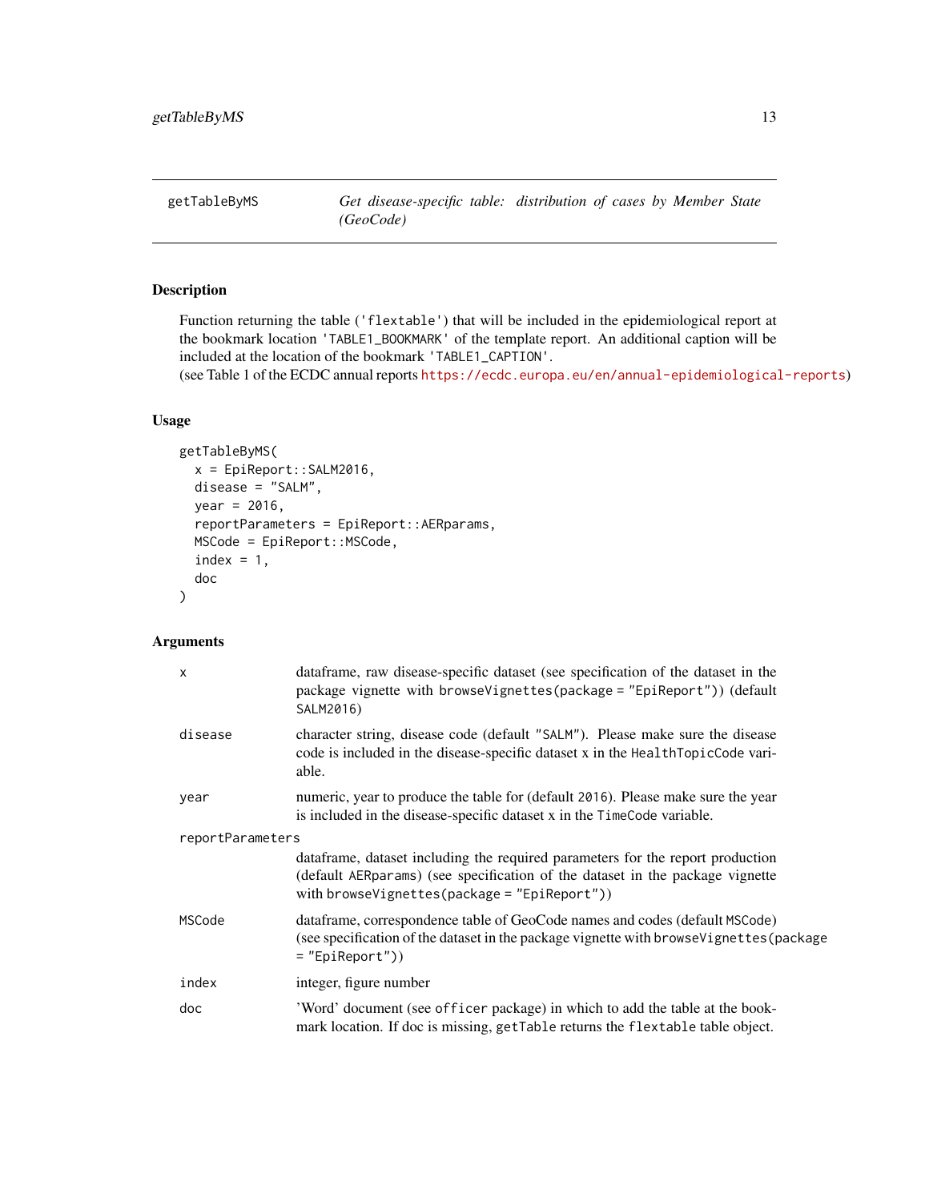## getTableByMS — *Get disease-specific table: distribution of cases by Member State (GeoCode)*

### Description

Function returning the table ('flextable') that will be included in the epidemiological report at the bookmark location 'TABLE1_BOOKMARK' of the template report. An additional caption will be included at the location of the bookmark 'TABLE1_CAPTION'.
(see Table 1 of the ECDC annual reports https://ecdc.europa.eu/en/annual-epidemiological-reports)

### Usage

```
getTableByMS(
  x = EpiReport::SALM2016,
  disease = "SALM",
  year = 2016,
  reportParameters = EpiReport::AERparams,
  MSCode = EpiReport::MSCode,
  index = 1,
  doc
)
```

### Arguments

| Argument | Description |
|---|---|
| x | dataframe, raw disease-specific dataset (see specification of the dataset in the package vignette with `browseVignettes(package = "EpiReport")`) (default `SALM2016`) |
| disease | character string, disease code (default `"SALM"`). Please make sure the disease code is included in the disease-specific dataset x in the `HealthTopicCode` variable. |
| year | numeric, year to produce the table for (default `2016`). Please make sure the year is included in the disease-specific dataset x in the `TimeCode` variable. |
| reportParameters | dataframe, dataset including the required parameters for the report production (default `AERparams`) (see specification of the dataset in the package vignette with `browseVignettes(package = "EpiReport")`) |
| MSCode | dataframe, correspondence table of GeoCode names and codes (default `MSCode`) (see specification of the dataset in the package vignette with `browseVignettes(package = "EpiReport")`) |
| index | integer, figure number |
| doc | 'Word' document (see `officer` package) in which to add the table at the bookmark location. If doc is missing, `getTable` returns the `flextable` table object. |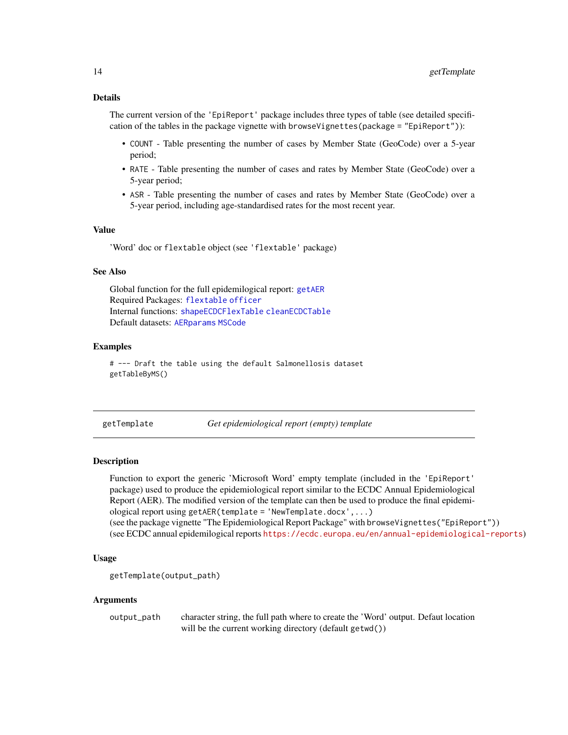### Details

The current version of the 'EpiReport' package includes three types of table (see detailed specification of the tables in the package vignette with `browseVignettes(package = "EpiReport")`):

- `COUNT` - Table presenting the number of cases by Member State (GeoCode) over a 5-year period;
- `RATE` - Table presenting the number of cases and rates by Member State (GeoCode) over a 5-year period;
- `ASR` - Table presenting the number of cases and rates by Member State (GeoCode) over a 5-year period, including age-standardised rates for the most recent year.

### Value

'Word' doc or `flextable` object (see 'flextable' package)

### See Also

Global function for the full epidemilogical report: `getAER`
Required Packages: `flextable` `officer`
Internal functions: `shapeECDCFlexTable` `cleanECDCTable`
Default datasets: `AERparams` `MSCode`

### Examples

```
# --- Draft the table using the default Salmonellosis dataset
getTableByMS()
```

---

## getTemplate — *Get epidemiological report (empty) template*

### Description

Function to export the generic 'Microsoft Word' empty template (included in the 'EpiReport' package) used to produce the epidemiological report similar to the ECDC Annual Epidemiological Report (AER). The modified version of the template can then be used to produce the final epidemiological report using `getAER(template = 'NewTemplate.docx',...)`
(see the package vignette "The Epidemiological Report Package" with `browseVignettes("EpiReport")`)
(see ECDC annual epidemilogical reports `https://ecdc.europa.eu/en/annual-epidemiological-reports`)

### Usage

```
getTemplate(output_path)
```

### Arguments

| | |
|---|---|
| `output_path` | character string, the full path where to create the 'Word' output. Defaut location will be the current working directory (default `getwd()`) |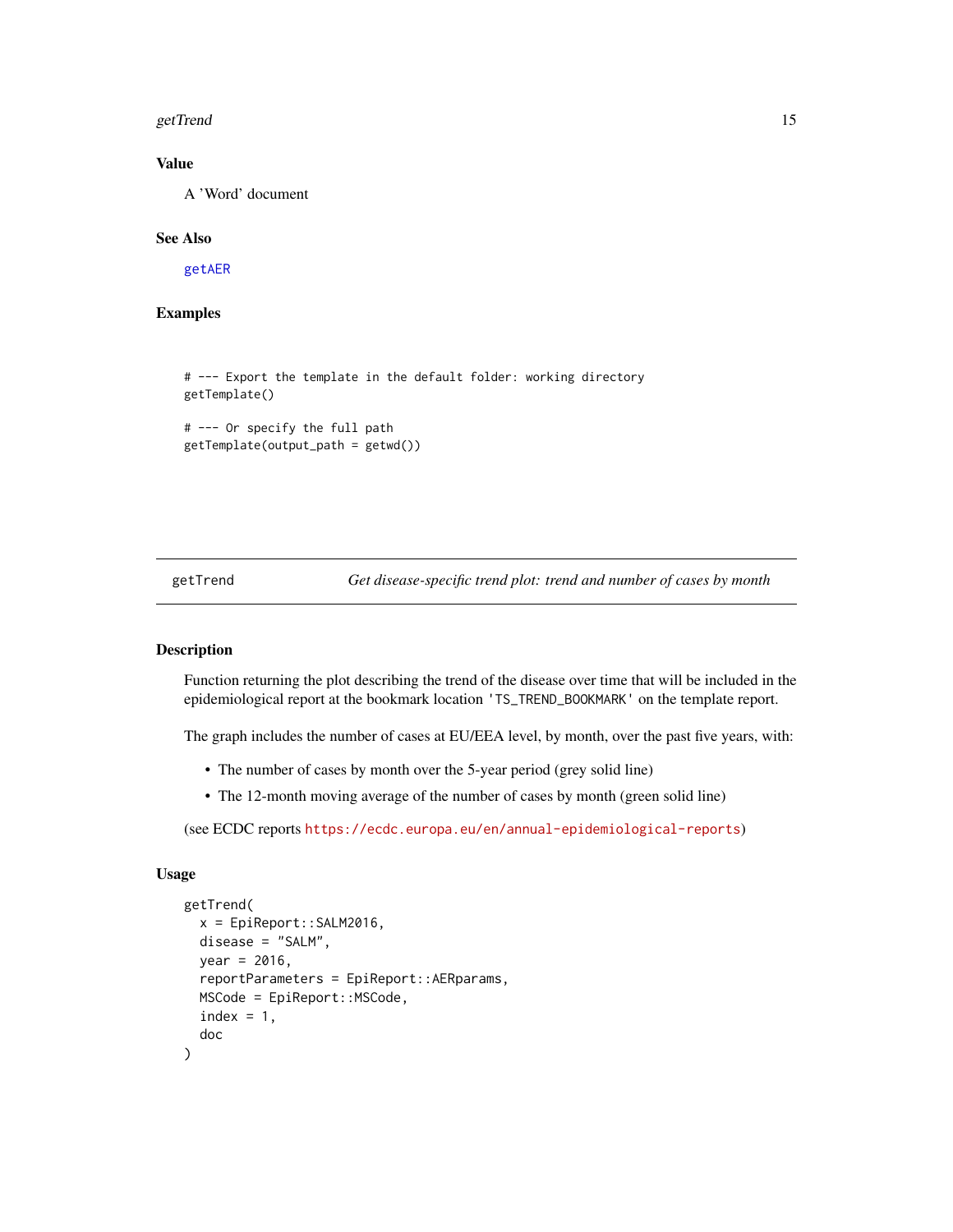## Value

A 'Word' document

## See Also

getAER

## Examples

```
# --- Export the template in the default folder: working directory
getTemplate()

# --- Or specify the full path
getTemplate(output_path = getwd())
```

---

getTrend &nbsp;&nbsp;&nbsp;&nbsp; *Get disease-specific trend plot: trend and number of cases by month*

---

## Description

Function returning the plot describing the trend of the disease over time that will be included in the epidemiological report at the bookmark location 'TS_TREND_BOOKMARK' on the template report.

The graph includes the number of cases at EU/EEA level, by month, over the past five years, with:

- The number of cases by month over the 5-year period (grey solid line)
- The 12-month moving average of the number of cases by month (green solid line)

(see ECDC reports https://ecdc.europa.eu/en/annual-epidemiological-reports)

## Usage

```
getTrend(
  x = EpiReport::SALM2016,
  disease = "SALM",
  year = 2016,
  reportParameters = EpiReport::AERparams,
  MSCode = EpiReport::MSCode,
  index = 1,
  doc
)
```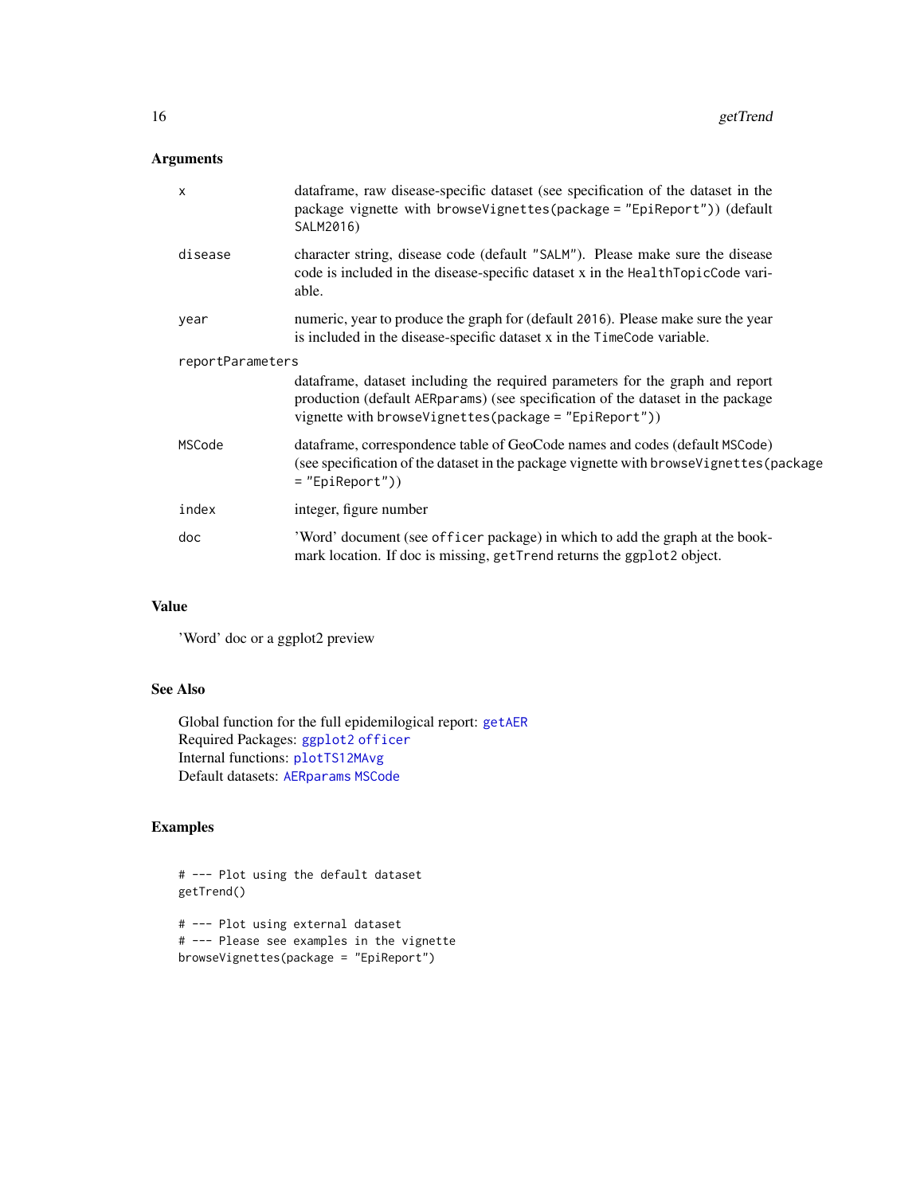## Arguments

| | |
|---|---|
| `x` | dataframe, raw disease-specific dataset (see specification of the dataset in the package vignette with `browseVignettes(package = "EpiReport")`) (default `SALM2016`) |
| `disease` | character string, disease code (default `"SALM"`). Please make sure the disease code is included in the disease-specific dataset x in the `HealthTopicCode` variable. |
| `year` | numeric, year to produce the graph for (default `2016`). Please make sure the year is included in the disease-specific dataset x in the `TimeCode` variable. |
| `reportParameters` | dataframe, dataset including the required parameters for the graph and report production (default `AERparams`) (see specification of the dataset in the package vignette with `browseVignettes(package = "EpiReport")`) |
| `MSCode` | dataframe, correspondence table of GeoCode names and codes (default `MSCode`) (see specification of the dataset in the package vignette with `browseVignettes(package = "EpiReport")`) |
| `index` | integer, figure number |
| `doc` | 'Word' document (see `officer` package) in which to add the graph at the bookmark location. If doc is missing, `getTrend` returns the `ggplot2` object. |

## Value

'Word' doc or a ggplot2 preview

## See Also

Global function for the full epidemilogical report: `getAER`
Required Packages: `ggplot2` `officer`
Internal functions: `plotTS12MAvg`
Default datasets: `AERparams` `MSCode`

## Examples

```
# --- Plot using the default dataset
getTrend()

# --- Plot using external dataset
# --- Please see examples in the vignette
browseVignettes(package = "EpiReport")
```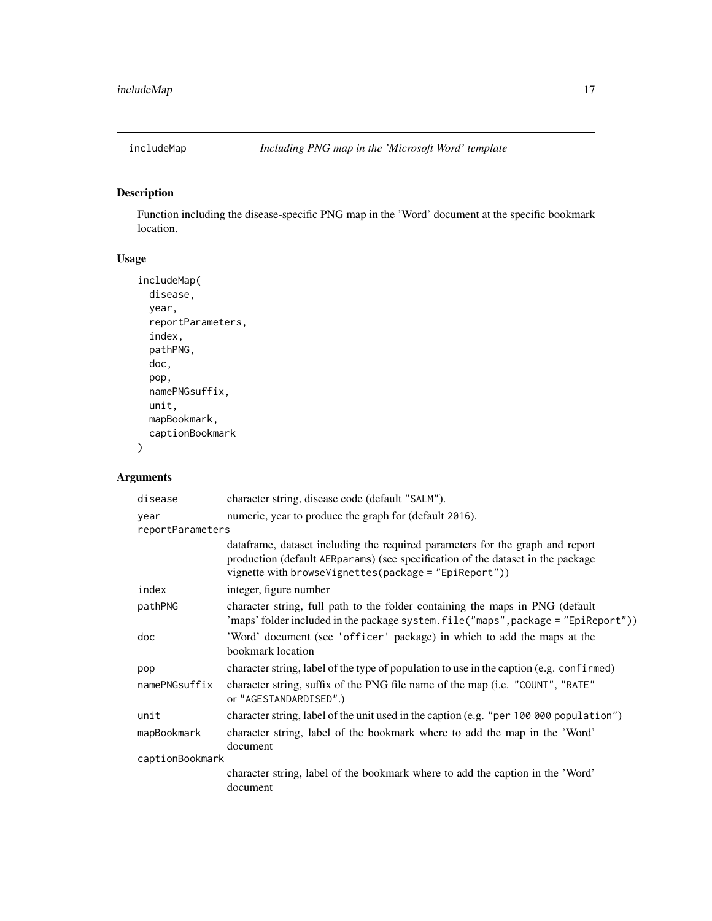## includeMap — *Including PNG map in the 'Microsoft Word' template*

### Description

Function including the disease-specific PNG map in the 'Word' document at the specific bookmark location.

### Usage

```
includeMap(
  disease,
  year,
  reportParameters,
  index,
  pathPNG,
  doc,
  pop,
  namePNGsuffix,
  unit,
  mapBookmark,
  captionBookmark
)
```

### Arguments

| Argument | Description |
|---|---|
| `disease` | character string, disease code (default `"SALM"`). |
| `year` | numeric, year to produce the graph for (default `2016`). |
| `reportParameters` | dataframe, dataset including the required parameters for the graph and report production (default `AERparams`) (see specification of the dataset in the package vignette with `browseVignettes(package = "EpiReport")`) |
| `index` | integer, figure number |
| `pathPNG` | character string, full path to the folder containing the maps in PNG (default 'maps' folder included in the package `system.file("maps",package = "EpiReport")`) |
| `doc` | 'Word' document (see `'officer'` package) in which to add the maps at the bookmark location |
| `pop` | character string, label of the type of population to use in the caption (e.g. `confirmed`) |
| `namePNGsuffix` | character string, suffix of the PNG file name of the map (i.e. `"COUNT"`, `"RATE"` or `"AGESTANDARDISED"`.) |
| `unit` | character string, label of the unit used in the caption (e.g. `"per 100 000 population"`) |
| `mapBookmark` | character string, label of the bookmark where to add the map in the 'Word' document |
| `captionBookmark` | character string, label of the bookmark where to add the caption in the 'Word' document |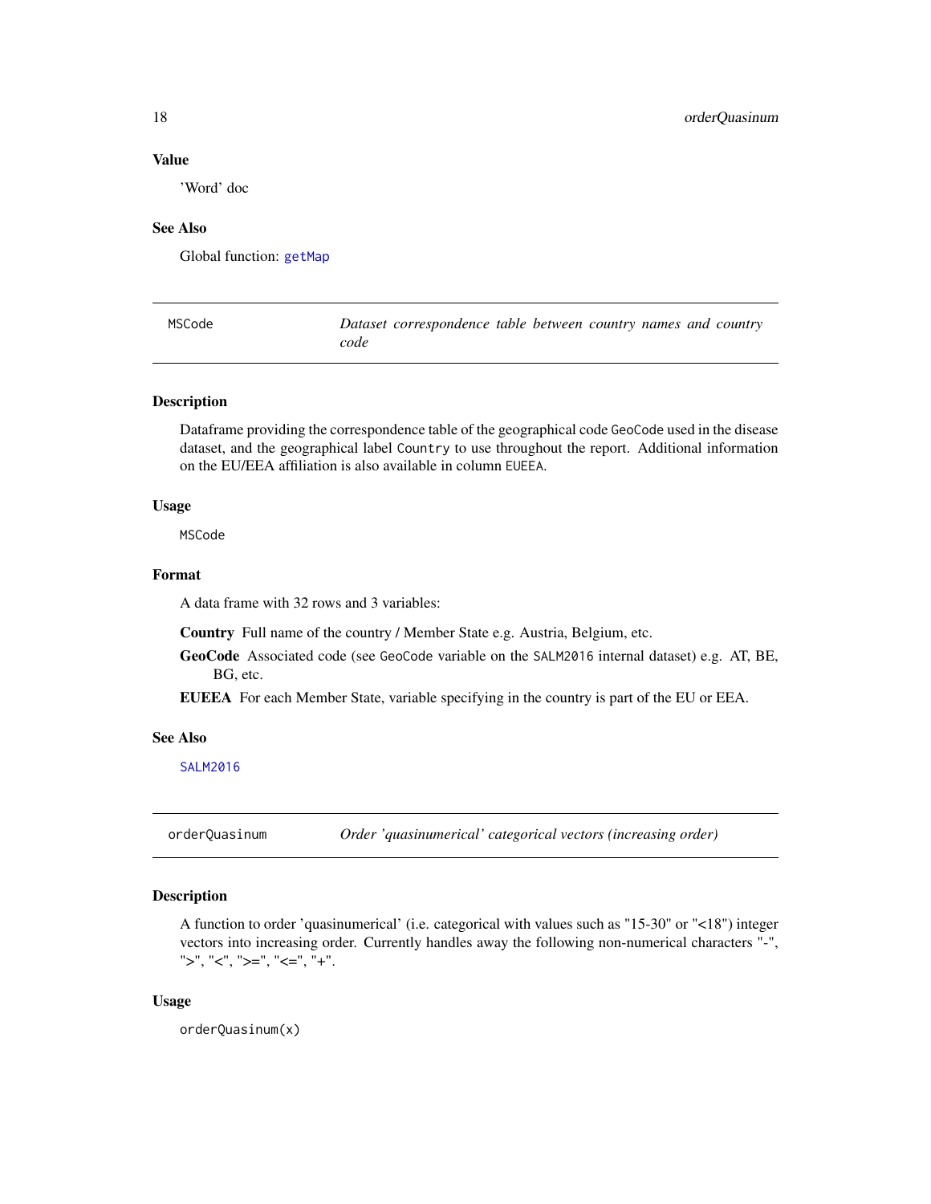### Value

'Word' doc

### See Also

Global function: `getMap`

---

## MSCode — *Dataset correspondence table between country names and country code*

### Description

Dataframe providing the correspondence table of the geographical code `GeoCode` used in the disease dataset, and the geographical label `Country` to use throughout the report. Additional information on the EU/EEA affiliation is also available in column `EUEEA`.

### Usage

```
MSCode
```

### Format

A data frame with 32 rows and 3 variables:

- **Country** Full name of the country / Member State e.g. Austria, Belgium, etc.
- **GeoCode** Associated code (see `GeoCode` variable on the `SALM2016` internal dataset) e.g. AT, BE, BG, etc.
- **EUEEA** For each Member State, variable specifying in the country is part of the EU or EEA.

### See Also

`SALM2016`

---

## orderQuasinum — *Order 'quasinumerical' categorical vectors (increasing order)*

### Description

A function to order 'quasinumerical' (i.e. categorical with values such as "15-30" or "<18") integer vectors into increasing order. Currently handles away the following non-numerical characters "-", ">", "<", ">=", "<=", "+".

### Usage

```
orderQuasinum(x)
```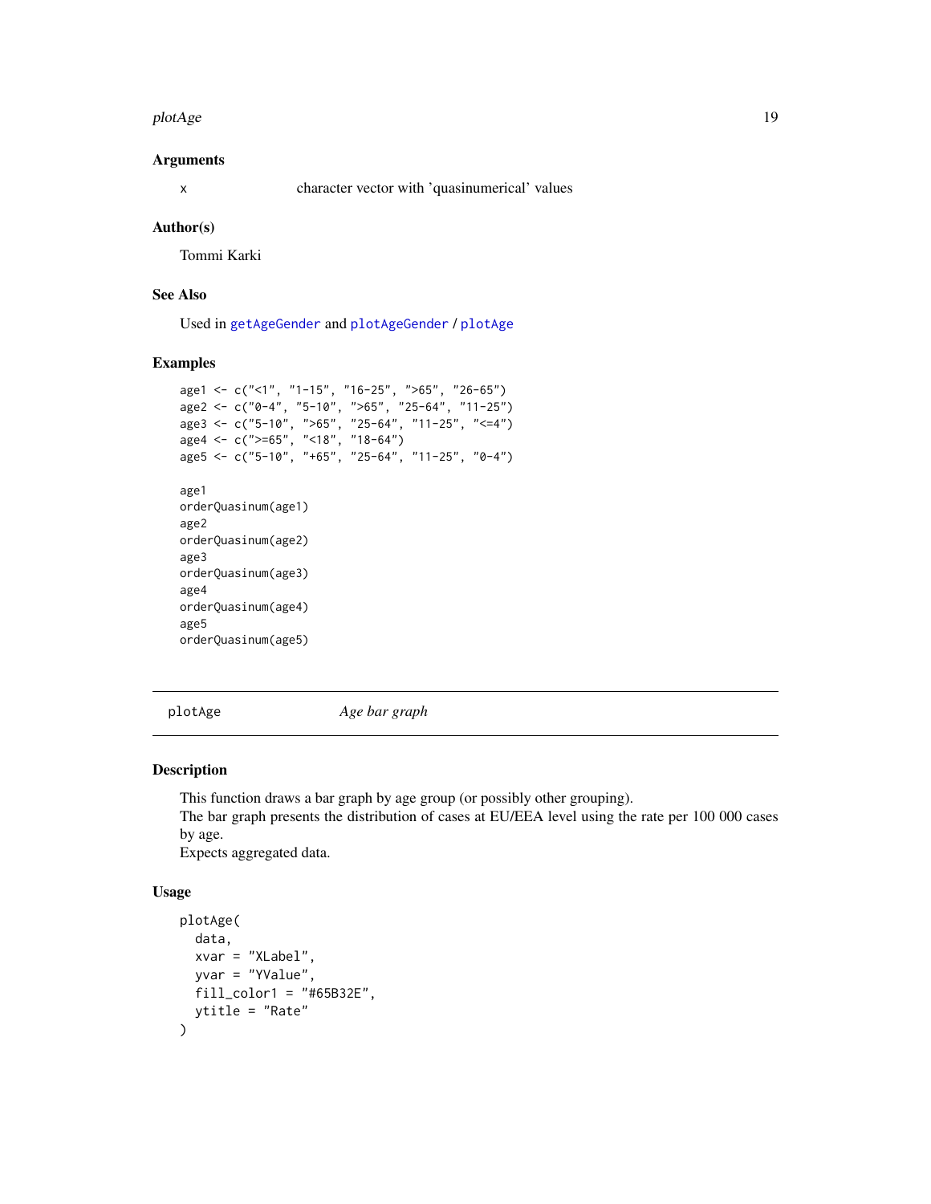### Arguments

x — character vector with 'quasinumerical' values

### Author(s)

Tommi Karki

### See Also

Used in getAgeGender and plotAgeGender / plotAge

### Examples

```
age1 <- c("<1", "1-15", "16-25", ">65", "26-65")
age2 <- c("0-4", "5-10", ">65", "25-64", "11-25")
age3 <- c("5-10", ">65", "25-64", "11-25", "<=4")
age4 <- c(">=65", "<18", "18-64")
age5 <- c("5-10", "+65", "25-64", "11-25", "0-4")

age1
orderQuasinum(age1)
age2
orderQuasinum(age2)
age3
orderQuasinum(age3)
age4
orderQuasinum(age4)
age5
orderQuasinum(age5)
```

---

## plotAge — *Age bar graph*

### Description

This function draws a bar graph by age group (or possibly other grouping).
The bar graph presents the distribution of cases at EU/EEA level using the rate per 100 000 cases by age.
Expects aggregated data.

### Usage

```
plotAge(
  data,
  xvar = "XLabel",
  yvar = "YValue",
  fill_color1 = "#65B32E",
  ytitle = "Rate"
)
```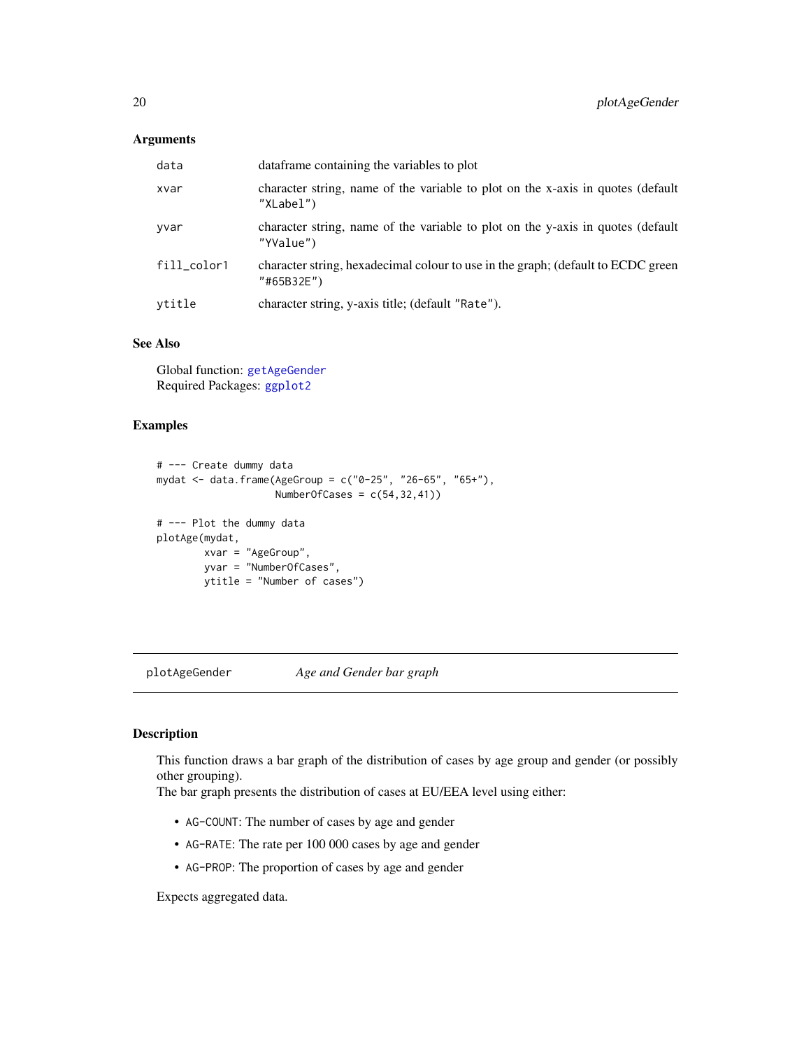### Arguments

| | |
|---|---|
| data | dataframe containing the variables to plot |
| xvar | character string, name of the variable to plot on the x-axis in quotes (default "XLabel") |
| yvar | character string, name of the variable to plot on the y-axis in quotes (default "YValue") |
| fill_color1 | character string, hexadecimal colour to use in the graph; (default to ECDC green "#65B32E") |
| ytitle | character string, y-axis title; (default "Rate"). |

### See Also

Global function: getAgeGender
Required Packages: ggplot2

### Examples

```
# --- Create dummy data
mydat <- data.frame(AgeGroup = c("0-25", "26-65", "65+"),
                    NumberOfCases = c(54,32,41))

# --- Plot the dummy data
plotAge(mydat,
        xvar = "AgeGroup",
        yvar = "NumberOfCases",
        ytitle = "Number of cases")
```

---

## plotAgeGender *Age and Gender bar graph*

---

### Description

This function draws a bar graph of the distribution of cases by age group and gender (or possibly other grouping).
The bar graph presents the distribution of cases at EU/EEA level using either:

- AG-COUNT: The number of cases by age and gender
- AG-RATE: The rate per 100 000 cases by age and gender
- AG-PROP: The proportion of cases by age and gender

Expects aggregated data.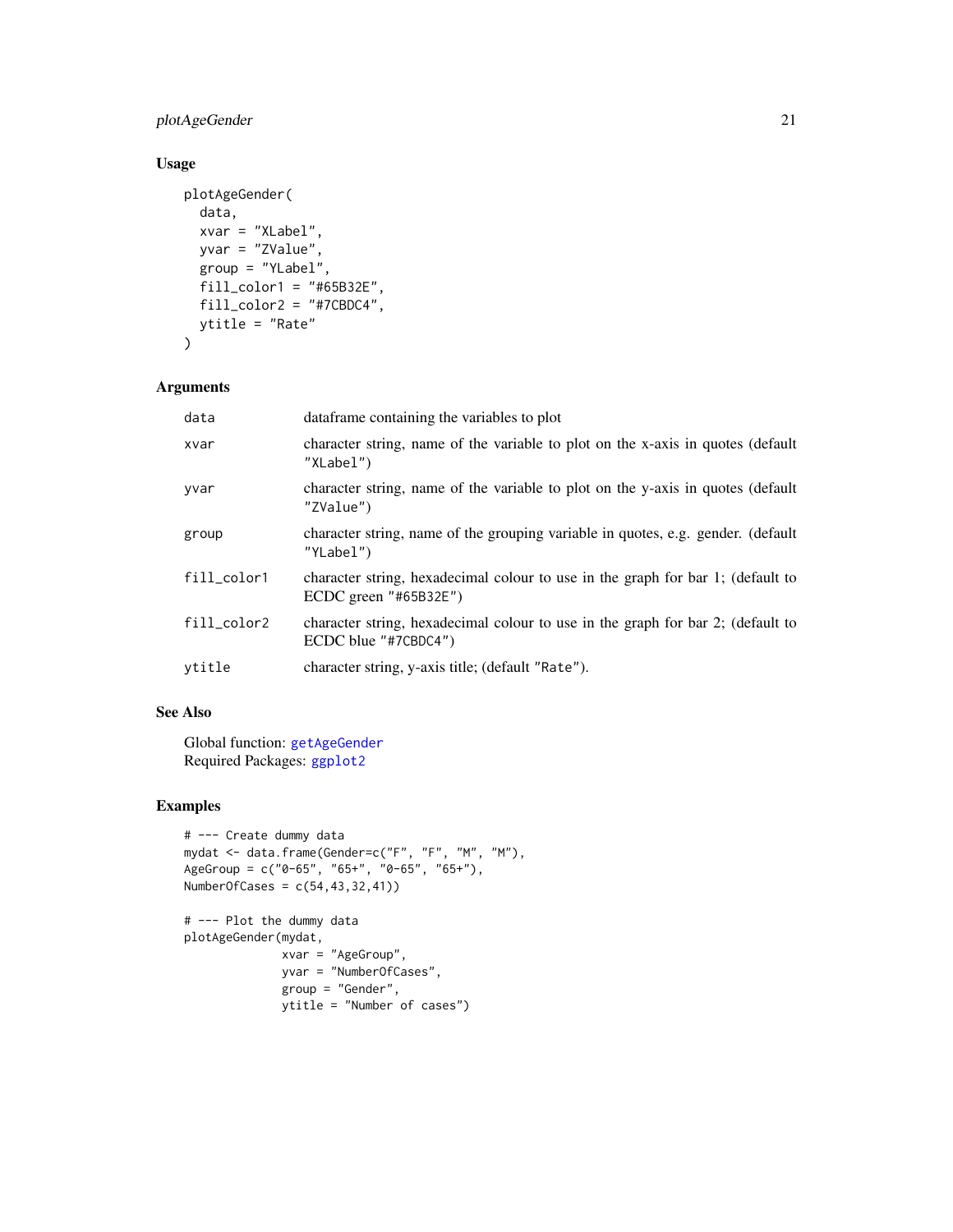## Usage

```
plotAgeGender(
  data,
  xvar = "XLabel",
  yvar = "ZValue",
  group = "YLabel",
  fill_color1 = "#65B32E",
  fill_color2 = "#7CBDC4",
  ytitle = "Rate"
)
```

## Arguments

| | |
|---|---|
| `data` | dataframe containing the variables to plot |
| `xvar` | character string, name of the variable to plot on the x-axis in quotes (default `"XLabel"`) |
| `yvar` | character string, name of the variable to plot on the y-axis in quotes (default `"ZValue"`) |
| `group` | character string, name of the grouping variable in quotes, e.g. gender. (default `"YLabel"`) |
| `fill_color1` | character string, hexadecimal colour to use in the graph for bar 1; (default to ECDC green `"#65B32E"`) |
| `fill_color2` | character string, hexadecimal colour to use in the graph for bar 2; (default to ECDC blue `"#7CBDC4"`) |
| `ytitle` | character string, y-axis title; (default `"Rate"`). |

## See Also

Global function: `getAgeGender`
Required Packages: `ggplot2`

## Examples

```
# --- Create dummy data
mydat <- data.frame(Gender=c("F", "F", "M", "M"),
AgeGroup = c("0-65", "65+", "0-65", "65+"),
NumberOfCases = c(54,43,32,41))

# --- Plot the dummy data
plotAgeGender(mydat,
              xvar = "AgeGroup",
              yvar = "NumberOfCases",
              group = "Gender",
              ytitle = "Number of cases")
```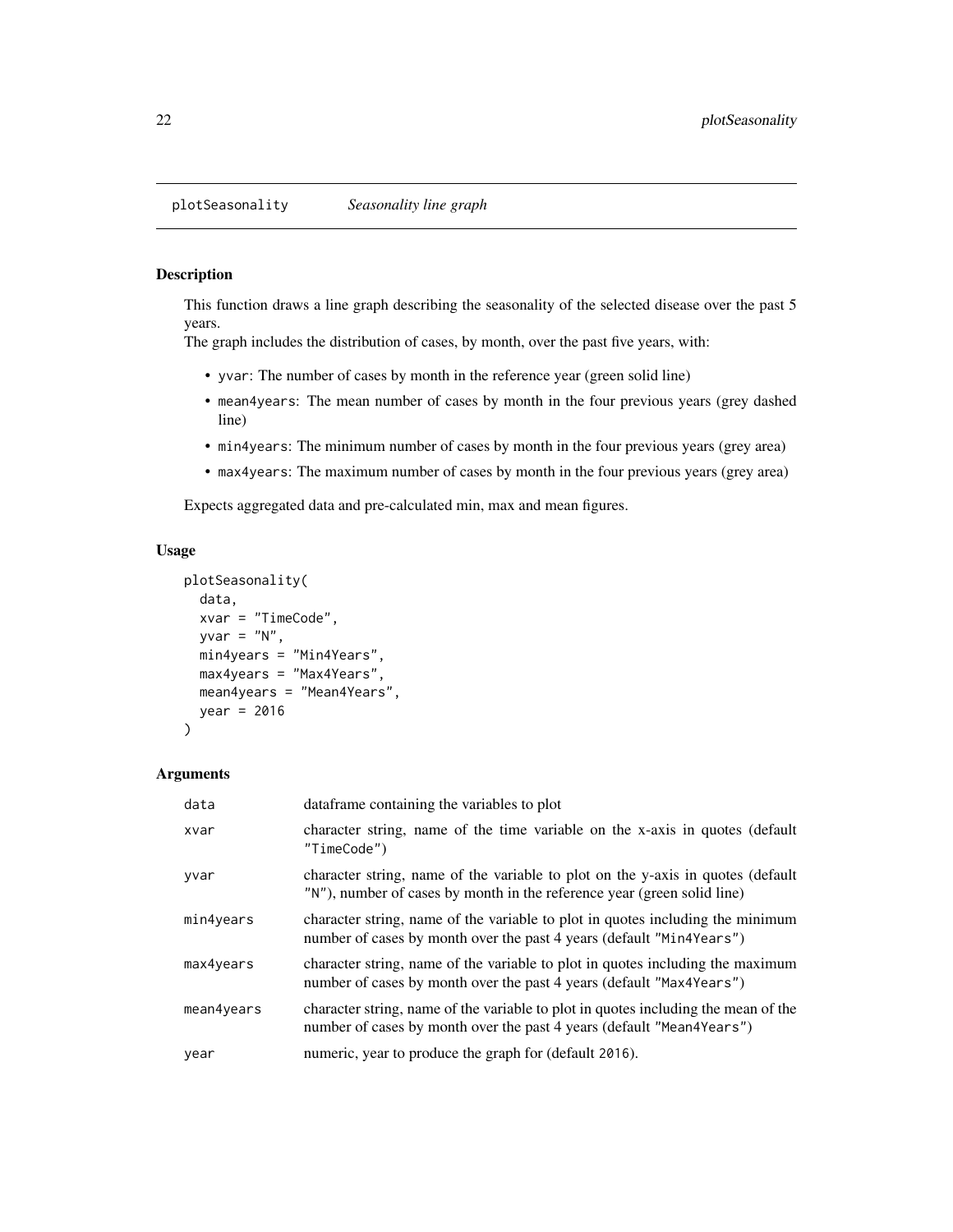## plotSeasonality *Seasonality line graph*

### Description

This function draws a line graph describing the seasonality of the selected disease over the past 5 years.
The graph includes the distribution of cases, by month, over the past five years, with:

- `yvar`: The number of cases by month in the reference year (green solid line)
- `mean4years`: The mean number of cases by month in the four previous years (grey dashed line)
- `min4years`: The minimum number of cases by month in the four previous years (grey area)
- `max4years`: The maximum number of cases by month in the four previous years (grey area)

Expects aggregated data and pre-calculated min, max and mean figures.

### Usage

```
plotSeasonality(
  data,
  xvar = "TimeCode",
  yvar = "N",
  min4years = "Min4Years",
  max4years = "Max4Years",
  mean4years = "Mean4Years",
  year = 2016
)
```

### Arguments

| | |
|---|---|
| `data` | dataframe containing the variables to plot |
| `xvar` | character string, name of the time variable on the x-axis in quotes (default `"TimeCode"`) |
| `yvar` | character string, name of the variable to plot on the y-axis in quotes (default `"N"`), number of cases by month in the reference year (green solid line) |
| `min4years` | character string, name of the variable to plot in quotes including the minimum number of cases by month over the past 4 years (default `"Min4Years"`) |
| `max4years` | character string, name of the variable to plot in quotes including the maximum number of cases by month over the past 4 years (default `"Max4Years"`) |
| `mean4years` | character string, name of the variable to plot in quotes including the mean of the number of cases by month over the past 4 years (default `"Mean4Years"`) |
| `year` | numeric, year to produce the graph for (default `2016`). |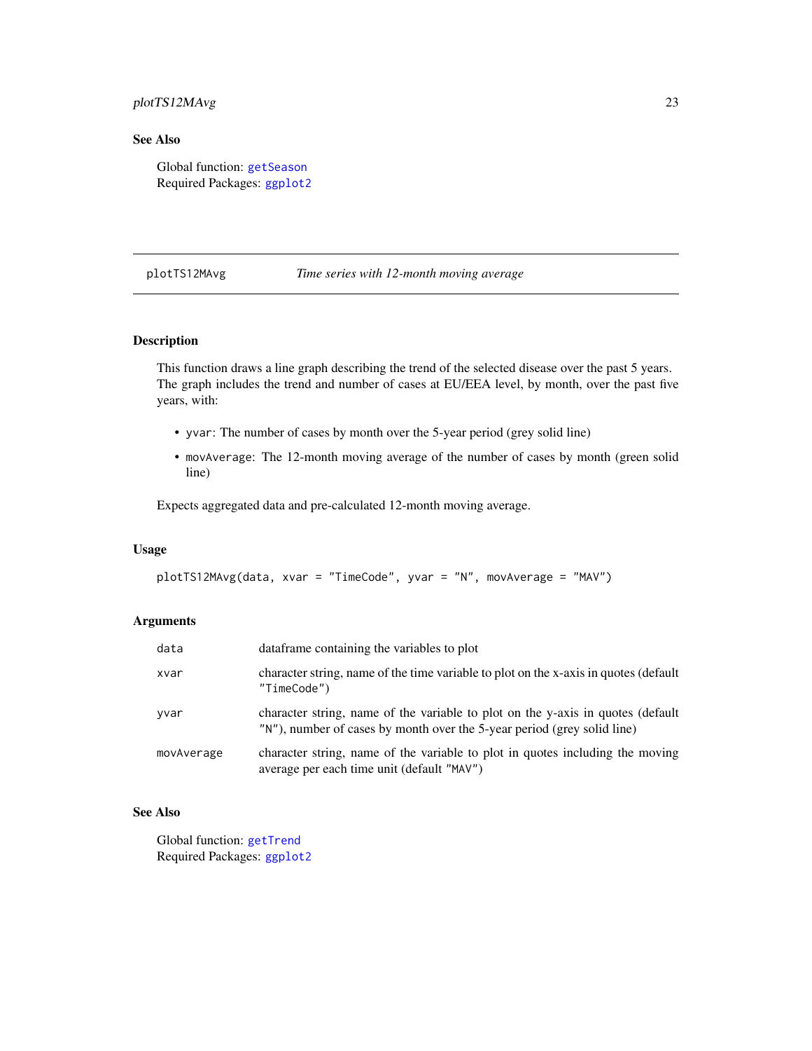## See Also

Global function: `getSeason`
Required Packages: `ggplot2`

---

## plotTS12MAvg — *Time series with 12-month moving average*

---

### Description

This function draws a line graph describing the trend of the selected disease over the past 5 years. The graph includes the trend and number of cases at EU/EEA level, by month, over the past five years, with:

- `yvar`: The number of cases by month over the 5-year period (grey solid line)
- `movAverage`: The 12-month moving average of the number of cases by month (green solid line)

Expects aggregated data and pre-calculated 12-month moving average.

### Usage

```
plotTS12MAvg(data, xvar = "TimeCode", yvar = "N", movAverage = "MAV")
```

### Arguments

| | |
|---|---|
| `data` | dataframe containing the variables to plot |
| `xvar` | character string, name of the time variable to plot on the x-axis in quotes (default `"TimeCode"`) |
| `yvar` | character string, name of the variable to plot on the y-axis in quotes (default `"N"`), number of cases by month over the 5-year period (grey solid line) |
| `movAverage` | character string, name of the variable to plot in quotes including the moving average per each time unit (default `"MAV"`) |

### See Also

Global function: `getTrend`
Required Packages: `ggplot2`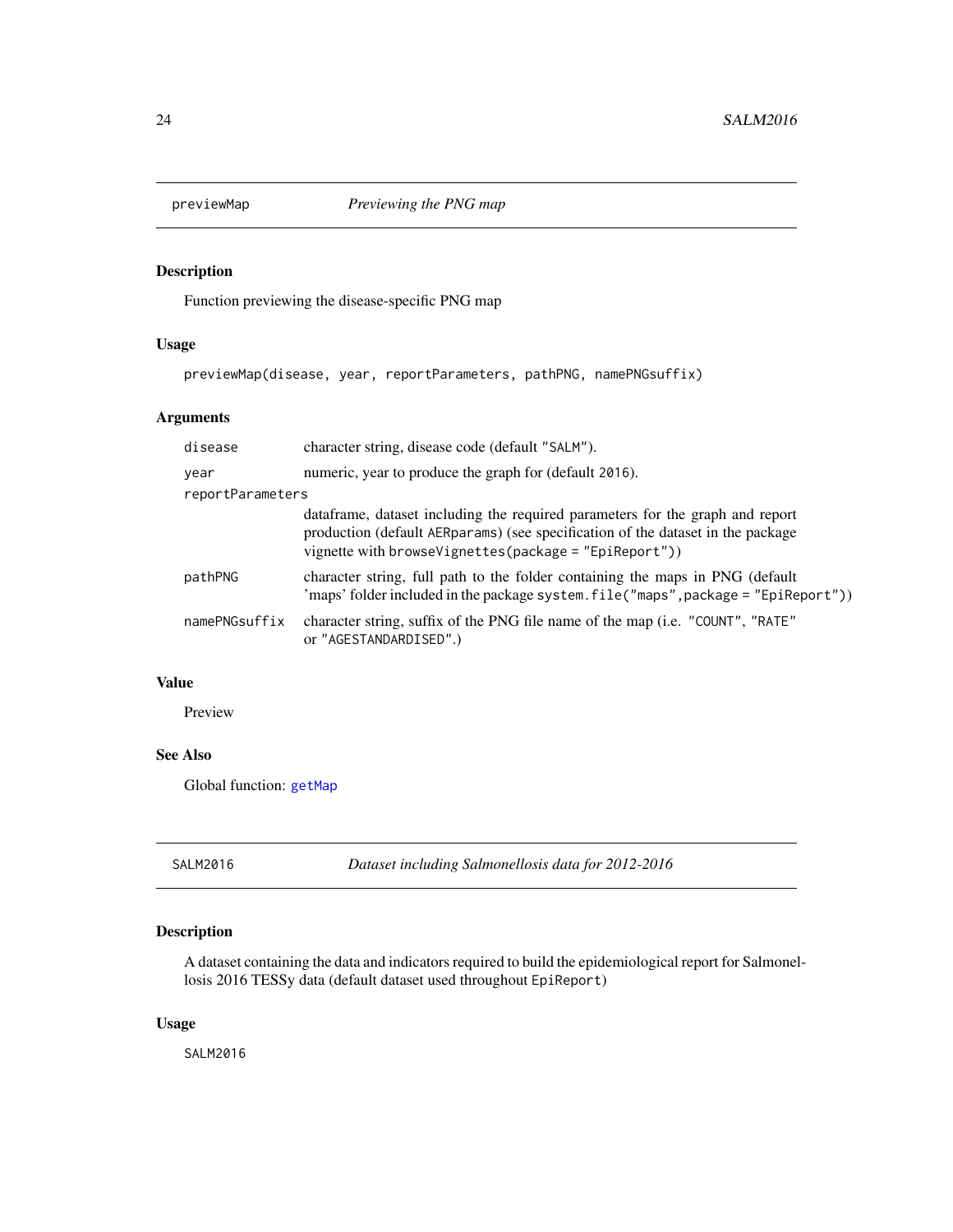## previewMap *Previewing the PNG map*

### Description

Function previewing the disease-specific PNG map

### Usage

```
previewMap(disease, year, reportParameters, pathPNG, namePNGsuffix)
```

### Arguments

| | |
|---|---|
| disease | character string, disease code (default "SALM"). |
| year | numeric, year to produce the graph for (default 2016). |
| reportParameters | dataframe, dataset including the required parameters for the graph and report production (default AERparams) (see specification of the dataset in the package vignette with browseVignettes(package = "EpiReport")) |
| pathPNG | character string, full path to the folder containing the maps in PNG (default 'maps' folder included in the package system.file("maps",package = "EpiReport")) |
| namePNGsuffix | character string, suffix of the PNG file name of the map (i.e. "COUNT", "RATE" or "AGESTANDARDISED".) |

### Value

Preview

### See Also

Global function: getMap

## SALM2016 *Dataset including Salmonellosis data for 2012-2016*

### Description

A dataset containing the data and indicators required to build the epidemiological report for Salmonellosis 2016 TESSy data (default dataset used throughout EpiReport)

### Usage

```
SALM2016
```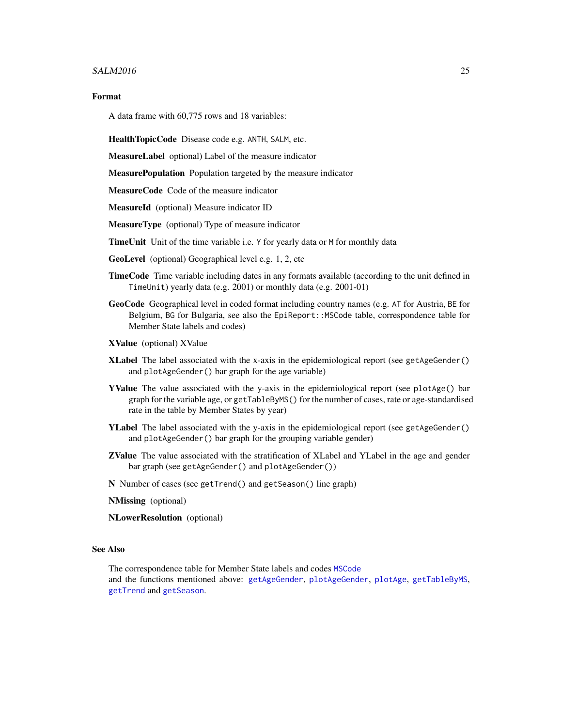## Format

A data frame with 60,775 rows and 18 variables:

**HealthTopicCode** Disease code e.g. `ANTH`, `SALM`, etc.

**MeasureLabel** optional) Label of the measure indicator

**MeasurePopulation** Population targeted by the measure indicator

**MeasureCode** Code of the measure indicator

**MeasureId** (optional) Measure indicator ID

**MeasureType** (optional) Type of measure indicator

**TimeUnit** Unit of the time variable i.e. `Y` for yearly data or `M` for monthly data

**GeoLevel** (optional) Geographical level e.g. 1, 2, etc

**TimeCode** Time variable including dates in any formats available (according to the unit defined in `TimeUnit`) yearly data (e.g. 2001) or monthly data (e.g. 2001-01)

**GeoCode** Geographical level in coded format including country names (e.g. `AT` for Austria, `BE` for Belgium, `BG` for Bulgaria, see also the `EpiReport::MSCode` table, correspondence table for Member State labels and codes)

**XValue** (optional) XValue

**XLabel** The label associated with the x-axis in the epidemiological report (see `getAgeGender()` and `plotAgeGender()` bar graph for the age variable)

**YValue** The value associated with the y-axis in the epidemiological report (see `plotAge()` bar graph for the variable age, or `getTableByMS()` for the number of cases, rate or age-standardised rate in the table by Member States by year)

**YLabel** The label associated with the y-axis in the epidemiological report (see `getAgeGender()` and `plotAgeGender()` bar graph for the grouping variable gender)

**ZValue** The value associated with the stratification of XLabel and YLabel in the age and gender bar graph (see `getAgeGender()` and `plotAgeGender()`)

**N** Number of cases (see `getTrend()` and `getSeason()` line graph)

**NMissing** (optional)

**NLowerResolution** (optional)

## See Also

The correspondence table for Member State labels and codes `MSCode`
and the functions mentioned above: `getAgeGender`, `plotAgeGender`, `plotAge`, `getTableByMS`, `getTrend` and `getSeason`.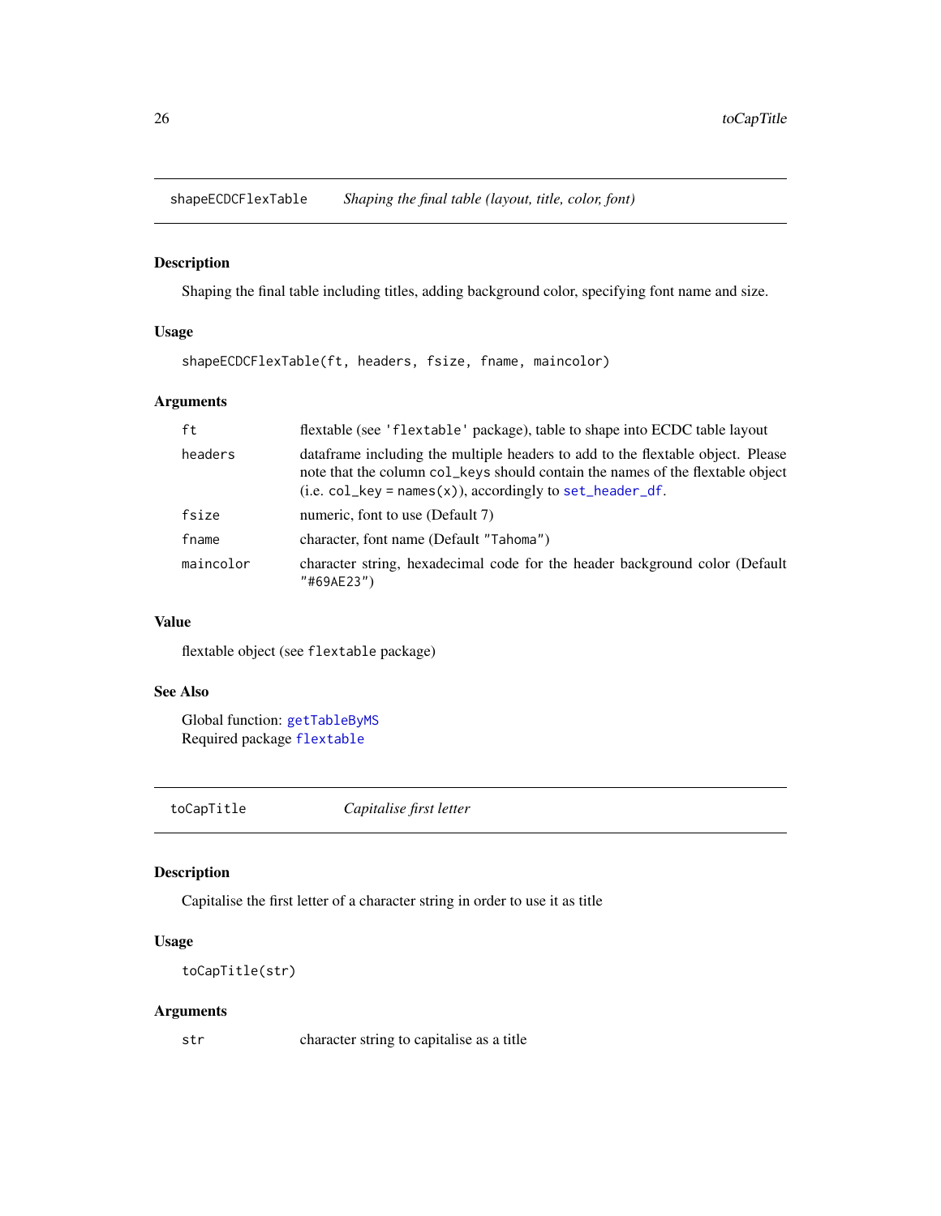## shapeECDCFlexTable *Shaping the final table (layout, title, color, font)*

### Description

Shaping the final table including titles, adding background color, specifying font name and size.

### Usage

```
shapeECDCFlexTable(ft, headers, fsize, fname, maincolor)
```

### Arguments

| | |
|---|---|
| ft | flextable (see 'flextable' package), table to shape into ECDC table layout |
| headers | dataframe including the multiple headers to add to the flextable object. Please note that the column col_keys should contain the names of the flextable object (i.e. col_key = names(x)), accordingly to set_header_df. |
| fsize | numeric, font to use (Default 7) |
| fname | character, font name (Default "Tahoma") |
| maincolor | character string, hexadecimal code for the header background color (Default "#69AE23") |

### Value

flextable object (see flextable package)

### See Also

Global function: getTableByMS
Required package flextable

## toCapTitle *Capitalise first letter*

### Description

Capitalise the first letter of a character string in order to use it as title

### Usage

```
toCapTitle(str)
```

### Arguments

| | |
|---|---|
| str | character string to capitalise as a title |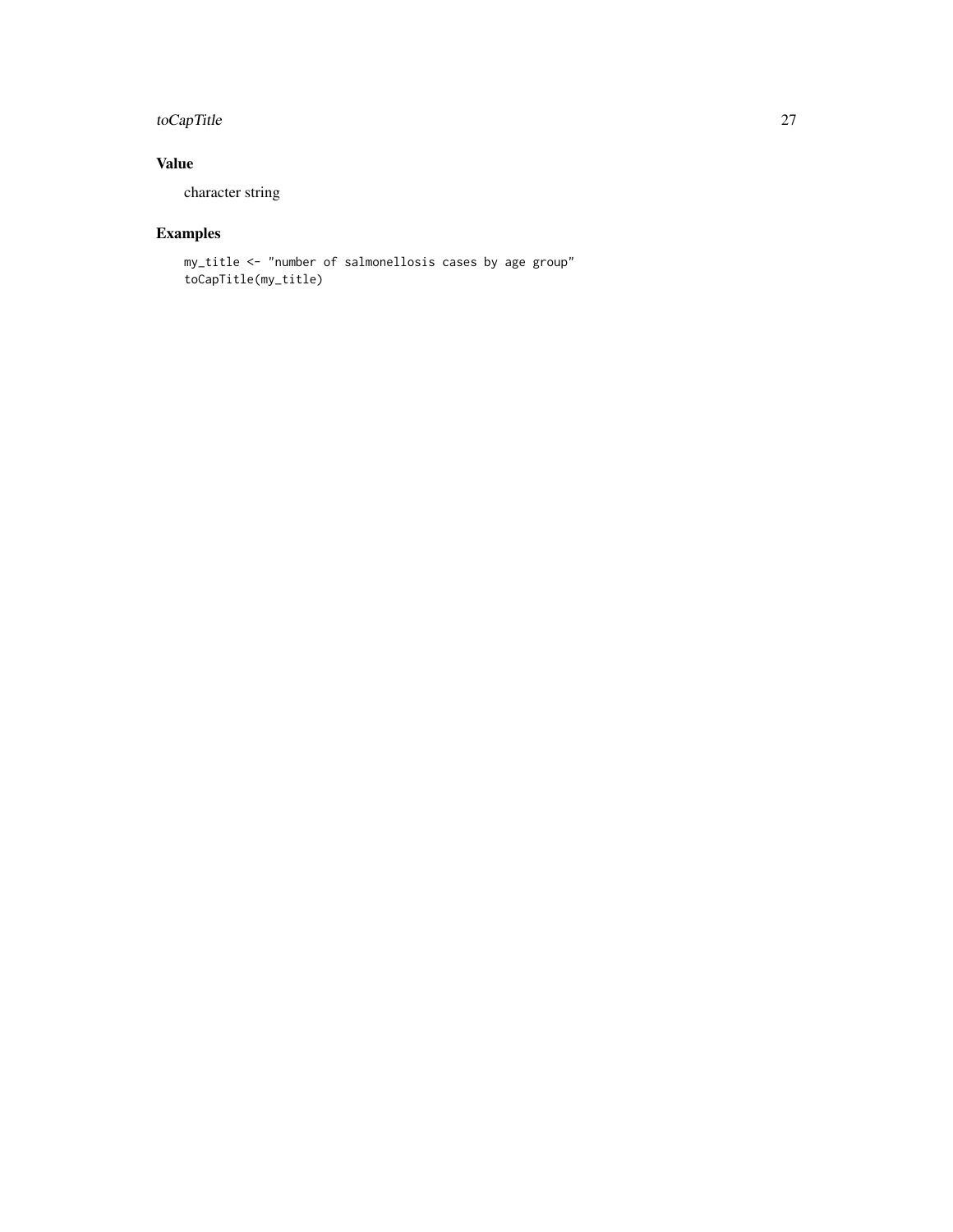## Value

character string

## Examples

```
my_title <- "number of salmonellosis cases by age group"
toCapTitle(my_title)
```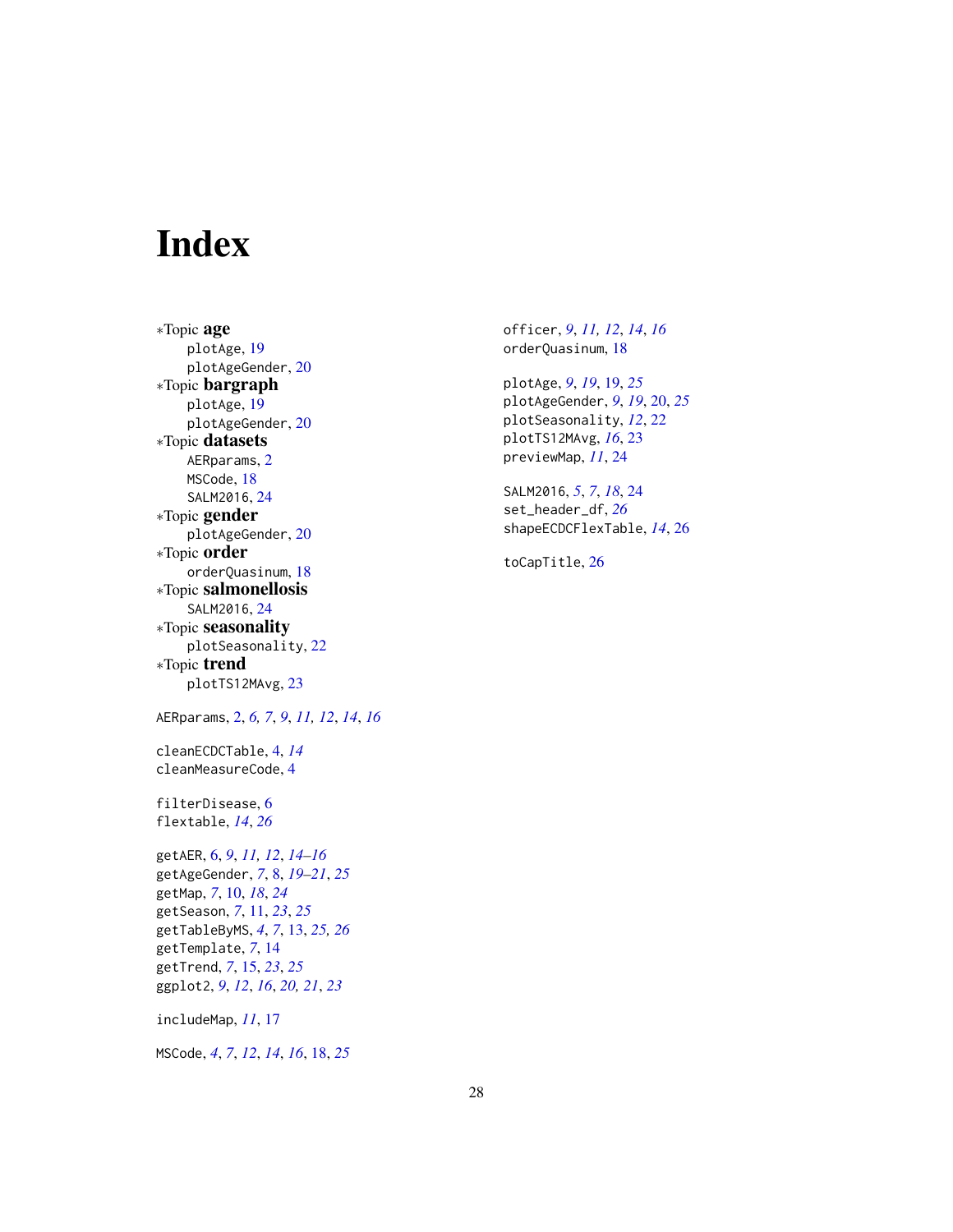# Index

*Topic **age**
- plotAge, 19
- plotAgeGender, 20

*Topic **bargraph**
- plotAge, 19
- plotAgeGender, 20

*Topic **datasets**
- AERparams, 2
- MSCode, 18
- SALM2016, 24

*Topic **gender**
- plotAgeGender, 20

*Topic **order**
- orderQuasinum, 18

*Topic **salmonellosis**
- SALM2016, 24

*Topic **seasonality**
- plotSeasonality, 22

*Topic **trend**
- plotTS12MAvg, 23

AERparams, 2, *6, 7*, *9*, *11, 12*, *14*, *16*

cleanECDCTable, 4, *14*
cleanMeasureCode, 4

filterDisease, 6
flextable, *14*, *26*

getAER, 6, *9*, *11, 12*, *14–16*
getAgeGender, *7*, 8, *19–21*, *25*
getMap, *7*, 10, *18*, *24*
getSeason, *7*, 11, *23*, *25*
getTableByMS, *4*, *7*, 13, *25, 26*
getTemplate, *7*, 14
getTrend, *7*, 15, *23*, *25*
ggplot2, *9*, *12*, *16*, *20, 21*, *23*

includeMap, *11*, 17

MSCode, *4*, *7*, *12*, *14*, *16*, 18, *25*

officer, *9*, *11, 12*, *14*, *16*
orderQuasinum, 18

plotAge, *9*, *19*, 19, *25*
plotAgeGender, *9*, *19*, 20, *25*
plotSeasonality, *12*, 22
plotTS12MAvg, *16*, 23
previewMap, *11*, 24

SALM2016, *5*, *7*, *18*, 24
set_header_df, *26*
shapeECDCFlexTable, *14*, 26

toCapTitle, 26